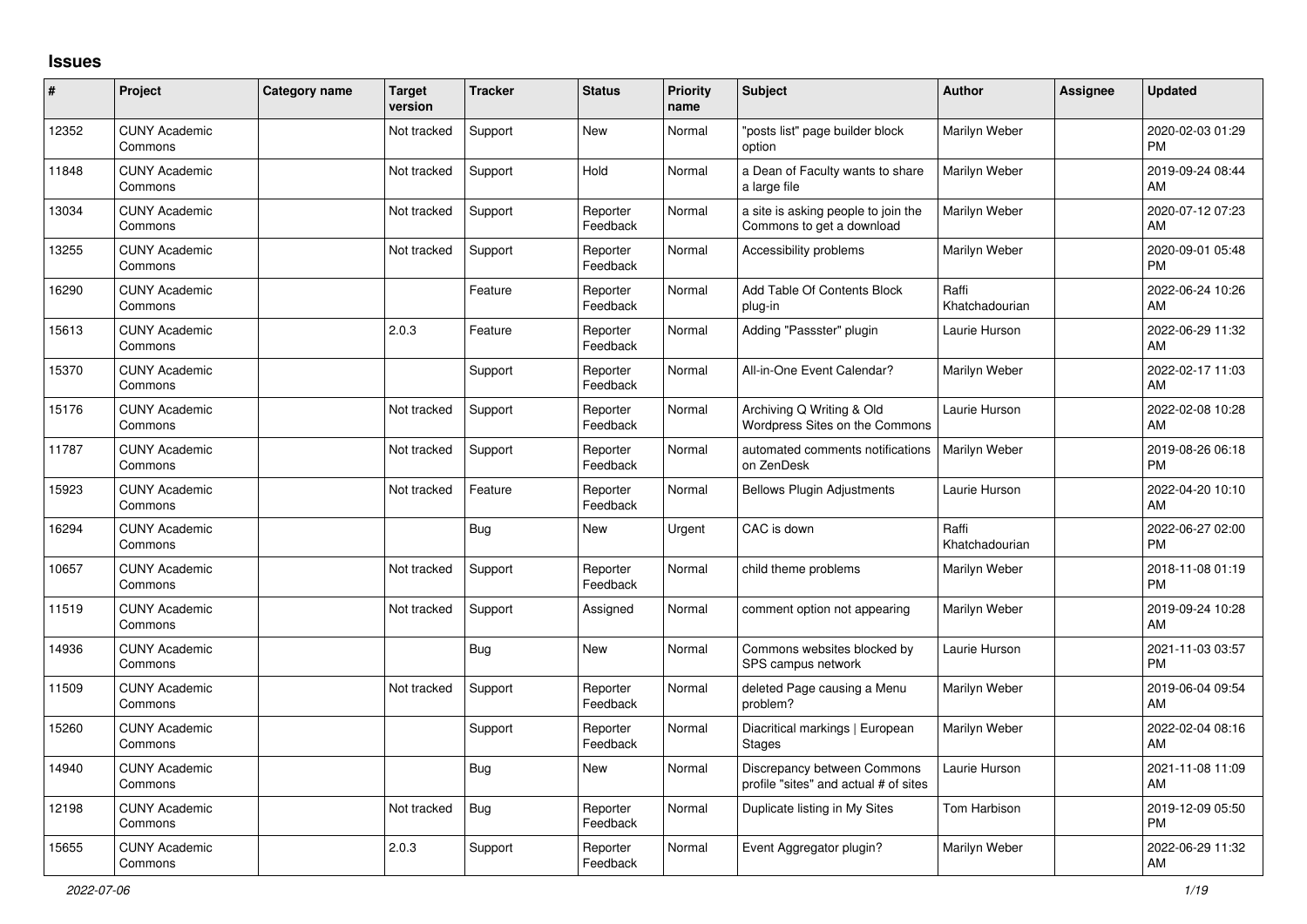# Issues

| # | Project | Category name | Target version | Tracker | Status | Priority name | Subject | Author | Assignee | Updated |
|---|---|---|---|---|---|---|---|---|---|---|
| 12352 | CUNY Academic Commons | | Not tracked | Support | New | Normal | "posts list" page builder block option | Marilyn Weber | | 2020-02-03 01:29 PM |
| 11848 | CUNY Academic Commons | | Not tracked | Support | Hold | Normal | a Dean of Faculty wants to share a large file | Marilyn Weber | | 2019-09-24 08:44 AM |
| 13034 | CUNY Academic Commons | | Not tracked | Support | Reporter Feedback | Normal | a site is asking people to join the Commons to get a download | Marilyn Weber | | 2020-07-12 07:23 AM |
| 13255 | CUNY Academic Commons | | Not tracked | Support | Reporter Feedback | Normal | Accessibility problems | Marilyn Weber | | 2020-09-01 05:48 PM |
| 16290 | CUNY Academic Commons | | | Feature | Reporter Feedback | Normal | Add Table Of Contents Block plug-in | Raffi Khatchadourian | | 2022-06-24 10:26 AM |
| 15613 | CUNY Academic Commons | | 2.0.3 | Feature | Reporter Feedback | Normal | Adding "Passster" plugin | Laurie Hurson | | 2022-06-29 11:32 AM |
| 15370 | CUNY Academic Commons | | | Support | Reporter Feedback | Normal | All-in-One Event Calendar? | Marilyn Weber | | 2022-02-17 11:03 AM |
| 15176 | CUNY Academic Commons | | Not tracked | Support | Reporter Feedback | Normal | Archiving Q Writing & Old Wordpress Sites on the Commons | Laurie Hurson | | 2022-02-08 10:28 AM |
| 11787 | CUNY Academic Commons | | Not tracked | Support | Reporter Feedback | Normal | automated comments notifications on ZenDesk | Marilyn Weber | | 2019-08-26 06:18 PM |
| 15923 | CUNY Academic Commons | | Not tracked | Feature | Reporter Feedback | Normal | Bellows Plugin Adjustments | Laurie Hurson | | 2022-04-20 10:10 AM |
| 16294 | CUNY Academic Commons | | | Bug | New | Urgent | CAC is down | Raffi Khatchadourian | | 2022-06-27 02:00 PM |
| 10657 | CUNY Academic Commons | | Not tracked | Support | Reporter Feedback | Normal | child theme problems | Marilyn Weber | | 2018-11-08 01:19 PM |
| 11519 | CUNY Academic Commons | | Not tracked | Support | Assigned | Normal | comment option not appearing | Marilyn Weber | | 2019-09-24 10:28 AM |
| 14936 | CUNY Academic Commons | | | Bug | New | Normal | Commons websites blocked by SPS campus network | Laurie Hurson | | 2021-11-03 03:57 PM |
| 11509 | CUNY Academic Commons | | Not tracked | Support | Reporter Feedback | Normal | deleted Page causing a Menu problem? | Marilyn Weber | | 2019-06-04 09:54 AM |
| 15260 | CUNY Academic Commons | | | Support | Reporter Feedback | Normal | Diacritical markings \| European Stages | Marilyn Weber | | 2022-02-04 08:16 AM |
| 14940 | CUNY Academic Commons | | | Bug | New | Normal | Discrepancy between Commons profile "sites" and actual # of sites | Laurie Hurson | | 2021-11-08 11:09 AM |
| 12198 | CUNY Academic Commons | | Not tracked | Bug | Reporter Feedback | Normal | Duplicate listing in My Sites | Tom Harbison | | 2019-12-09 05:50 PM |
| 15655 | CUNY Academic Commons | | 2.0.3 | Support | Reporter Feedback | Normal | Event Aggregator plugin? | Marilyn Weber | | 2022-06-29 11:32 AM |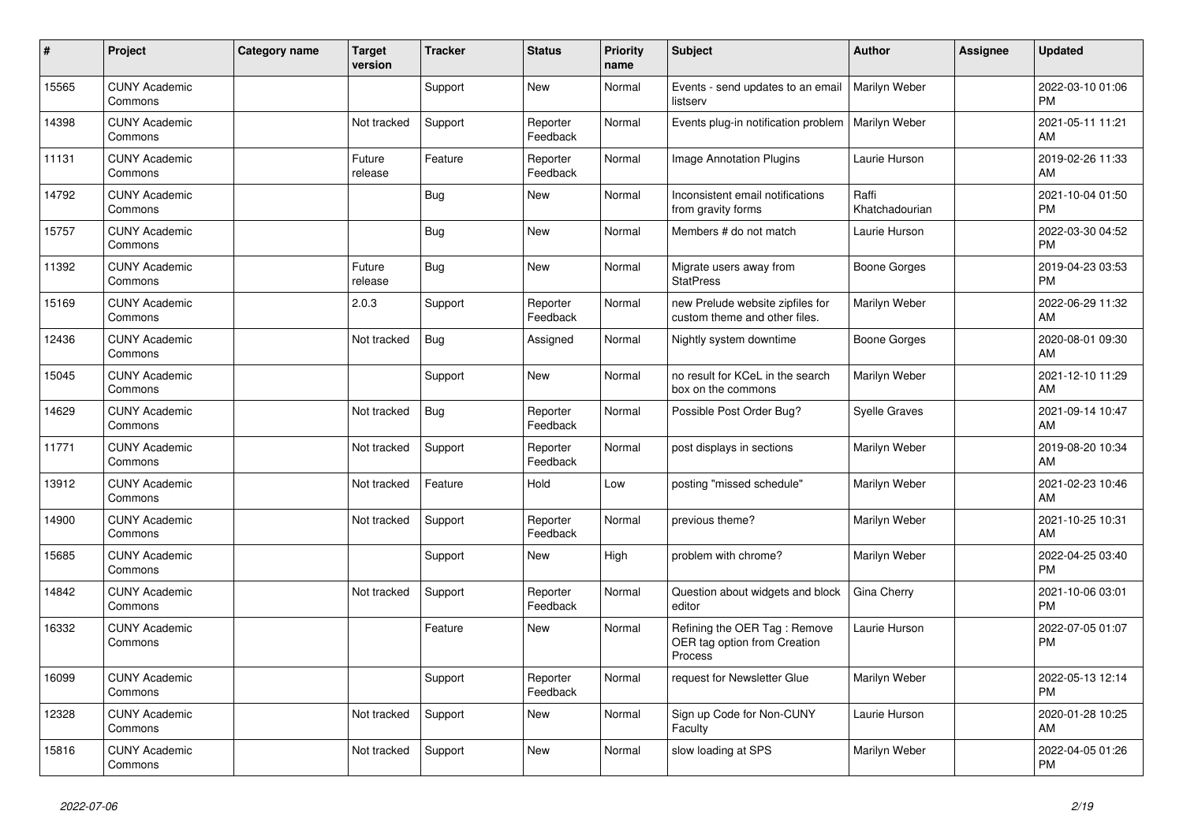| # | Project | Category name | Target version | Tracker | Status | Priority name | Subject | Author | Assignee | Updated |
|---|---|---|---|---|---|---|---|---|---|---|
| 15565 | CUNY Academic Commons | | | Support | New | Normal | Events - send updates to an email listserv | Marilyn Weber | | 2022-03-10 01:06 PM |
| 14398 | CUNY Academic Commons | | Not tracked | Support | Reporter Feedback | Normal | Events plug-in notification problem | Marilyn Weber | | 2021-05-11 11:21 AM |
| 11131 | CUNY Academic Commons | | Future release | Feature | Reporter Feedback | Normal | Image Annotation Plugins | Laurie Hurson | | 2019-02-26 11:33 AM |
| 14792 | CUNY Academic Commons | | | Bug | New | Normal | Inconsistent email notifications from gravity forms | Raffi Khatchadourian | | 2021-10-04 01:50 PM |
| 15757 | CUNY Academic Commons | | | Bug | New | Normal | Members # do not match | Laurie Hurson | | 2022-03-30 04:52 PM |
| 11392 | CUNY Academic Commons | | Future release | Bug | New | Normal | Migrate users away from StatPress | Boone Gorges | | 2019-04-23 03:53 PM |
| 15169 | CUNY Academic Commons | | 2.0.3 | Support | Reporter Feedback | Normal | new Prelude website zipfiles for custom theme and other files. | Marilyn Weber | | 2022-06-29 11:32 AM |
| 12436 | CUNY Academic Commons | | Not tracked | Bug | Assigned | Normal | Nightly system downtime | Boone Gorges | | 2020-08-01 09:30 AM |
| 15045 | CUNY Academic Commons | | | Support | New | Normal | no result for KCeL in the search box on the commons | Marilyn Weber | | 2021-12-10 11:29 AM |
| 14629 | CUNY Academic Commons | | Not tracked | Bug | Reporter Feedback | Normal | Possible Post Order Bug? | Syelle Graves | | 2021-09-14 10:47 AM |
| 11771 | CUNY Academic Commons | | Not tracked | Support | Reporter Feedback | Normal | post displays in sections | Marilyn Weber | | 2019-08-20 10:34 AM |
| 13912 | CUNY Academic Commons | | Not tracked | Feature | Hold | Low | posting "missed schedule" | Marilyn Weber | | 2021-02-23 10:46 AM |
| 14900 | CUNY Academic Commons | | Not tracked | Support | Reporter Feedback | Normal | previous theme? | Marilyn Weber | | 2021-10-25 10:31 AM |
| 15685 | CUNY Academic Commons | | | Support | New | High | problem with chrome? | Marilyn Weber | | 2022-04-25 03:40 PM |
| 14842 | CUNY Academic Commons | | Not tracked | Support | Reporter Feedback | Normal | Question about widgets and block editor | Gina Cherry | | 2021-10-06 03:01 PM |
| 16332 | CUNY Academic Commons | | | Feature | New | Normal | Refining the OER Tag : Remove OER tag option from Creation Process | Laurie Hurson | | 2022-07-05 01:07 PM |
| 16099 | CUNY Academic Commons | | | Support | Reporter Feedback | Normal | request for Newsletter Glue | Marilyn Weber | | 2022-05-13 12:14 PM |
| 12328 | CUNY Academic Commons | | Not tracked | Support | New | Normal | Sign up Code for Non-CUNY Faculty | Laurie Hurson | | 2020-01-28 10:25 AM |
| 15816 | CUNY Academic Commons | | Not tracked | Support | New | Normal | slow loading at SPS | Marilyn Weber | | 2022-04-05 01:26 PM |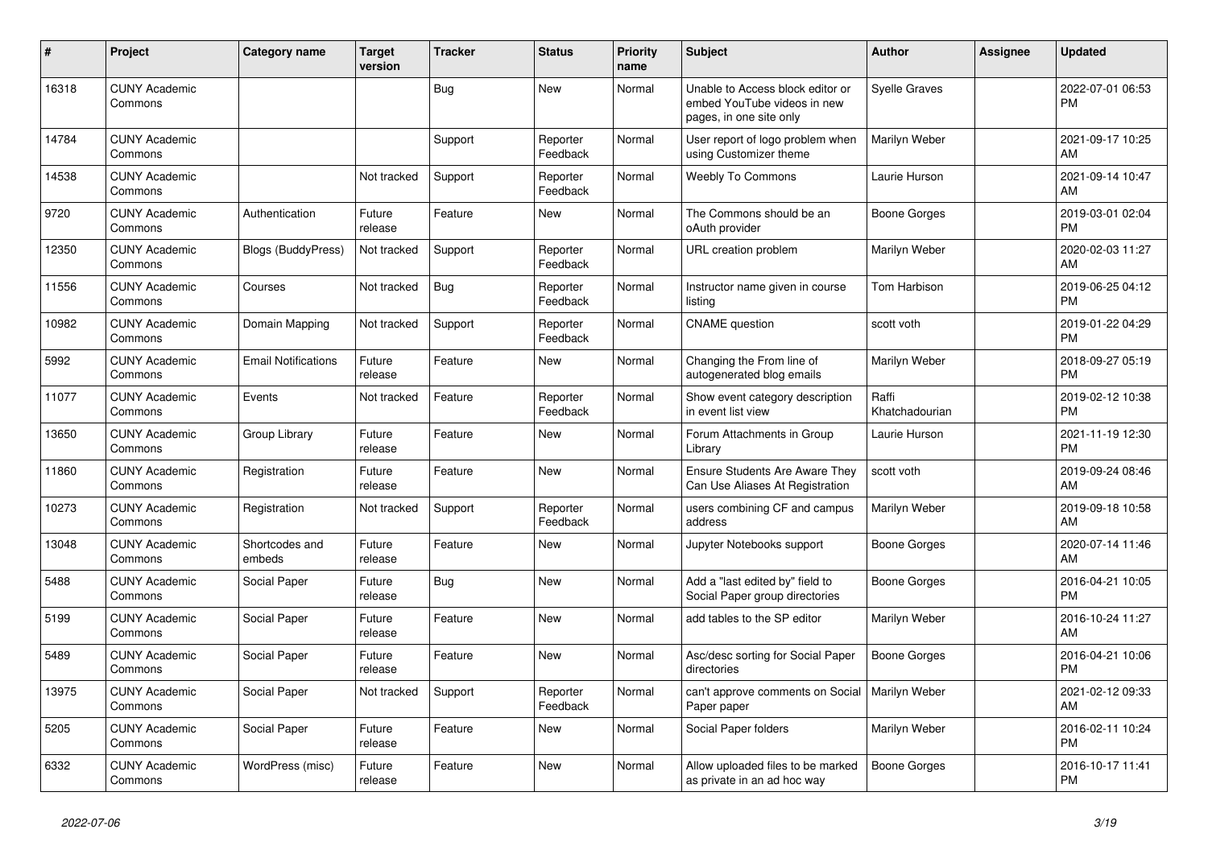| # | Project | Category name | Target version | Tracker | Status | Priority name | Subject | Author | Assignee | Updated |
|---|---|---|---|---|---|---|---|---|---|---|
| 16318 | CUNY Academic Commons | | | Bug | New | Normal | Unable to Access block editor or embed YouTube videos in new pages, in one site only | Syelle Graves | | 2022-07-01 06:53 PM |
| 14784 | CUNY Academic Commons | | | Support | Reporter Feedback | Normal | User report of logo problem when using Customizer theme | Marilyn Weber | | 2021-09-17 10:25 AM |
| 14538 | CUNY Academic Commons | | Not tracked | Support | Reporter Feedback | Normal | Weebly To Commons | Laurie Hurson | | 2021-09-14 10:47 AM |
| 9720 | CUNY Academic Commons | Authentication | Future release | Feature | New | Normal | The Commons should be an oAuth provider | Boone Gorges | | 2019-03-01 02:04 PM |
| 12350 | CUNY Academic Commons | Blogs (BuddyPress) | Not tracked | Support | Reporter Feedback | Normal | URL creation problem | Marilyn Weber | | 2020-02-03 11:27 AM |
| 11556 | CUNY Academic Commons | Courses | Not tracked | Bug | Reporter Feedback | Normal | Instructor name given in course listing | Tom Harbison | | 2019-06-25 04:12 PM |
| 10982 | CUNY Academic Commons | Domain Mapping | Not tracked | Support | Reporter Feedback | Normal | CNAME question | scott voth | | 2019-01-22 04:29 PM |
| 5992 | CUNY Academic Commons | Email Notifications | Future release | Feature | New | Normal | Changing the From line of autogenerated blog emails | Marilyn Weber | | 2018-09-27 05:19 PM |
| 11077 | CUNY Academic Commons | Events | Not tracked | Feature | Reporter Feedback | Normal | Show event category description in event list view | Raffi Khatchadourian | | 2019-02-12 10:38 PM |
| 13650 | CUNY Academic Commons | Group Library | Future release | Feature | New | Normal | Forum Attachments in Group Library | Laurie Hurson | | 2021-11-19 12:30 PM |
| 11860 | CUNY Academic Commons | Registration | Future release | Feature | New | Normal | Ensure Students Are Aware They Can Use Aliases At Registration | scott voth | | 2019-09-24 08:46 AM |
| 10273 | CUNY Academic Commons | Registration | Not tracked | Support | Reporter Feedback | Normal | users combining CF and campus address | Marilyn Weber | | 2019-09-18 10:58 AM |
| 13048 | CUNY Academic Commons | Shortcodes and embeds | Future release | Feature | New | Normal | Jupyter Notebooks support | Boone Gorges | | 2020-07-14 11:46 AM |
| 5488 | CUNY Academic Commons | Social Paper | Future release | Bug | New | Normal | Add a "last edited by" field to Social Paper group directories | Boone Gorges | | 2016-04-21 10:05 PM |
| 5199 | CUNY Academic Commons | Social Paper | Future release | Feature | New | Normal | add tables to the SP editor | Marilyn Weber | | 2016-10-24 11:27 AM |
| 5489 | CUNY Academic Commons | Social Paper | Future release | Feature | New | Normal | Asc/desc sorting for Social Paper directories | Boone Gorges | | 2016-04-21 10:06 PM |
| 13975 | CUNY Academic Commons | Social Paper | Not tracked | Support | Reporter Feedback | Normal | can't approve comments on Social Paper paper | Marilyn Weber | | 2021-02-12 09:33 AM |
| 5205 | CUNY Academic Commons | Social Paper | Future release | Feature | New | Normal | Social Paper folders | Marilyn Weber | | 2016-02-11 10:24 PM |
| 6332 | CUNY Academic Commons | WordPress (misc) | Future release | Feature | New | Normal | Allow uploaded files to be marked as private in an ad hoc way | Boone Gorges | | 2016-10-17 11:41 PM |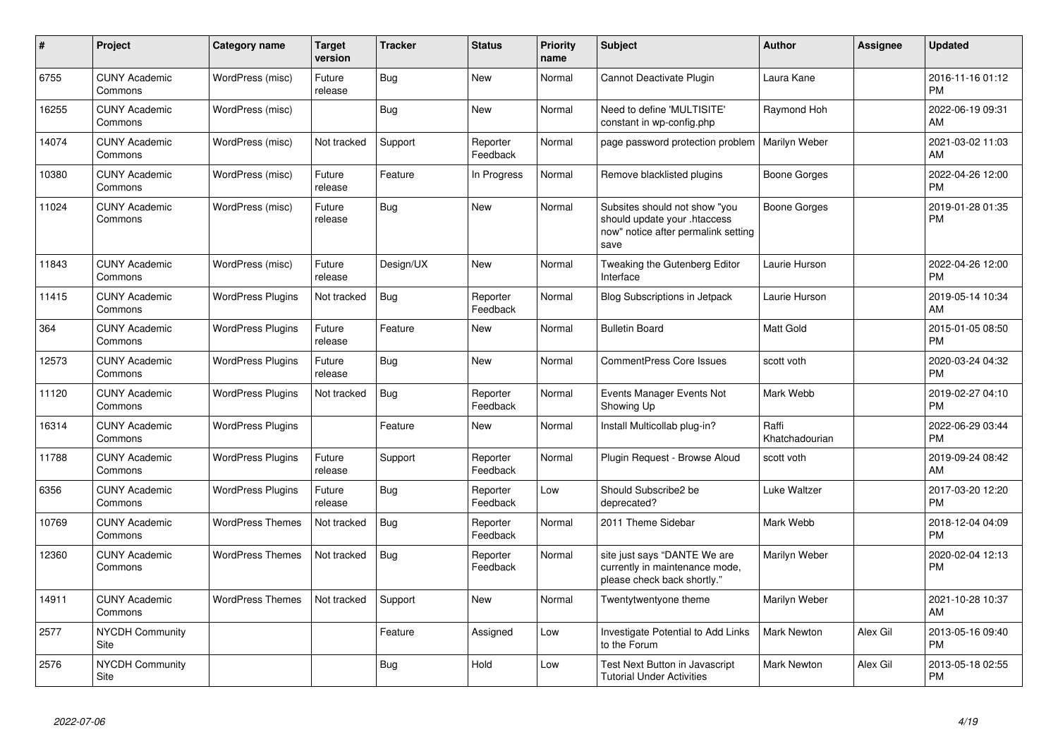| # | Project | Category name | Target version | Tracker | Status | Priority name | Subject | Author | Assignee | Updated |
|---|---|---|---|---|---|---|---|---|---|---|
| 6755 | CUNY Academic Commons | WordPress (misc) | Future release | Bug | New | Normal | Cannot Deactivate Plugin | Laura Kane | | 2016-11-16 01:12 PM |
| 16255 | CUNY Academic Commons | WordPress (misc) | | Bug | New | Normal | Need to define 'MULTISITE' constant in wp-config.php | Raymond Hoh | | 2022-06-19 09:31 AM |
| 14074 | CUNY Academic Commons | WordPress (misc) | Not tracked | Support | Reporter Feedback | Normal | page password protection problem | Marilyn Weber | | 2021-03-02 11:03 AM |
| 10380 | CUNY Academic Commons | WordPress (misc) | Future release | Feature | In Progress | Normal | Remove blacklisted plugins | Boone Gorges | | 2022-04-26 12:00 PM |
| 11024 | CUNY Academic Commons | WordPress (misc) | Future release | Bug | New | Normal | Subsites should not show "you should update your .htaccess now" notice after permalink setting save | Boone Gorges | | 2019-01-28 01:35 PM |
| 11843 | CUNY Academic Commons | WordPress (misc) | Future release | Design/UX | New | Normal | Tweaking the Gutenberg Editor Interface | Laurie Hurson | | 2022-04-26 12:00 PM |
| 11415 | CUNY Academic Commons | WordPress Plugins | Not tracked | Bug | Reporter Feedback | Normal | Blog Subscriptions in Jetpack | Laurie Hurson | | 2019-05-14 10:34 AM |
| 364 | CUNY Academic Commons | WordPress Plugins | Future release | Feature | New | Normal | Bulletin Board | Matt Gold | | 2015-01-05 08:50 PM |
| 12573 | CUNY Academic Commons | WordPress Plugins | Future release | Bug | New | Normal | CommentPress Core Issues | scott voth | | 2020-03-24 04:32 PM |
| 11120 | CUNY Academic Commons | WordPress Plugins | Not tracked | Bug | Reporter Feedback | Normal | Events Manager Events Not Showing Up | Mark Webb | | 2019-02-27 04:10 PM |
| 16314 | CUNY Academic Commons | WordPress Plugins | | Feature | New | Normal | Install Multicollab plug-in? | Raffi Khatchadourian | | 2022-06-29 03:44 PM |
| 11788 | CUNY Academic Commons | WordPress Plugins | Future release | Support | Reporter Feedback | Normal | Plugin Request - Browse Aloud | scott voth | | 2019-09-24 08:42 AM |
| 6356 | CUNY Academic Commons | WordPress Plugins | Future release | Bug | Reporter Feedback | Low | Should Subscribe2 be deprecated? | Luke Waltzer | | 2017-03-20 12:20 PM |
| 10769 | CUNY Academic Commons | WordPress Themes | Not tracked | Bug | Reporter Feedback | Normal | 2011 Theme Sidebar | Mark Webb | | 2018-12-04 04:09 PM |
| 12360 | CUNY Academic Commons | WordPress Themes | Not tracked | Bug | Reporter Feedback | Normal | site just says "DANTE We are currently in maintenance mode, please check back shortly." | Marilyn Weber | | 2020-02-04 12:13 PM |
| 14911 | CUNY Academic Commons | WordPress Themes | Not tracked | Support | New | Normal | Twentytwentyone theme | Marilyn Weber | | 2021-10-28 10:37 AM |
| 2577 | NYCDH Community Site | | | Feature | Assigned | Low | Investigate Potential to Add Links to the Forum | Mark Newton | Alex Gil | 2013-05-16 09:40 PM |
| 2576 | NYCDH Community Site | | | Bug | Hold | Low | Test Next Button in Javascript Tutorial Under Activities | Mark Newton | Alex Gil | 2013-05-18 02:55 PM |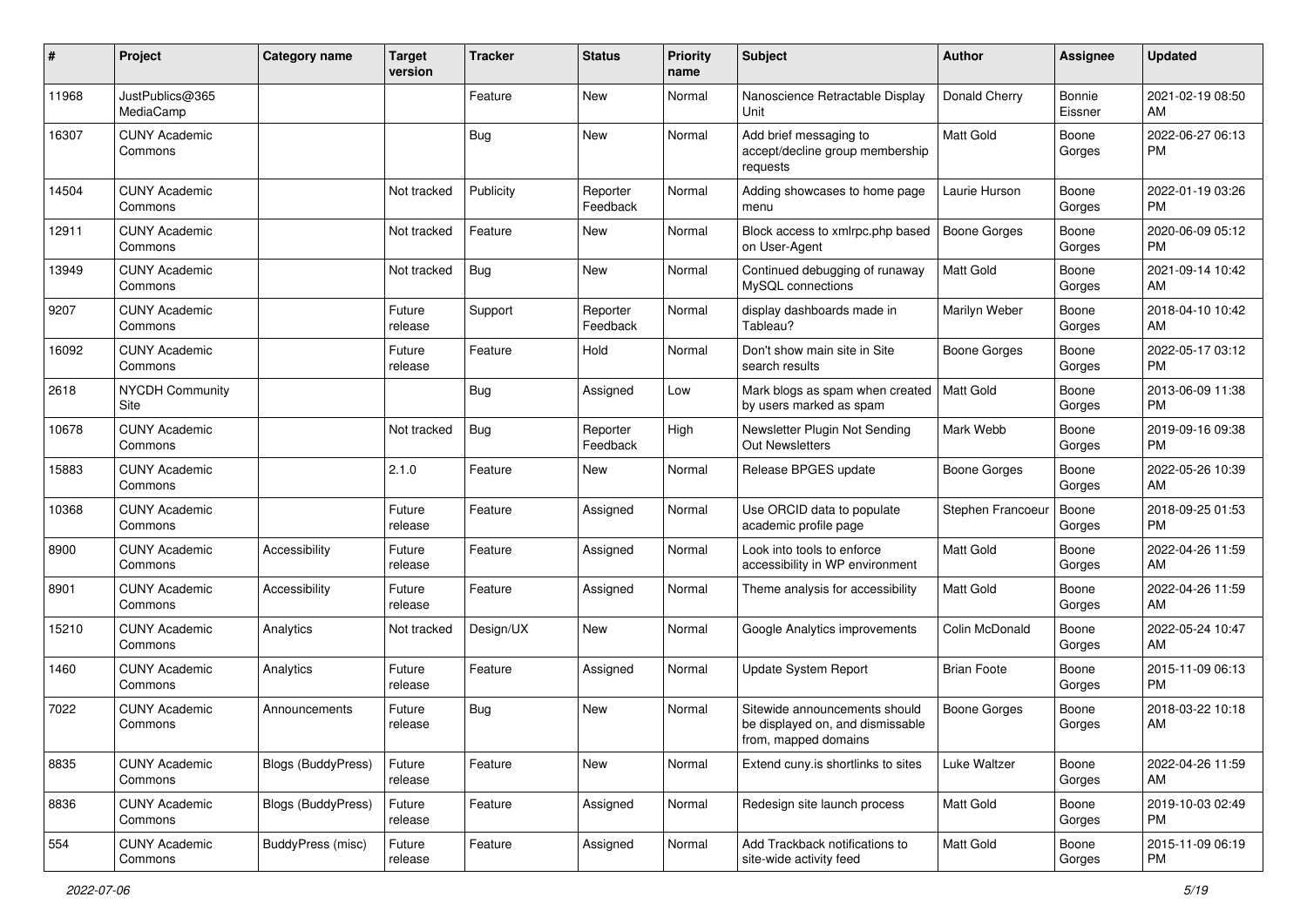| # | Project | Category name | Target version | Tracker | Status | Priority name | Subject | Author | Assignee | Updated |
|---|---|---|---|---|---|---|---|---|---|---|
| 11968 | JustPublics@365 MediaCamp | | | Feature | New | Normal | Nanoscience Retractable Display Unit | Donald Cherry | Bonnie Eissner | 2021-02-19 08:50 AM |
| 16307 | CUNY Academic Commons | | | Bug | New | Normal | Add brief messaging to accept/decline group membership requests | Matt Gold | Boone Gorges | 2022-06-27 06:13 PM |
| 14504 | CUNY Academic Commons | | Not tracked | Publicity | Reporter Feedback | Normal | Adding showcases to home page menu | Laurie Hurson | Boone Gorges | 2022-01-19 03:26 PM |
| 12911 | CUNY Academic Commons | | Not tracked | Feature | New | Normal | Block access to xmlrpc.php based on User-Agent | Boone Gorges | Boone Gorges | 2020-06-09 05:12 PM |
| 13949 | CUNY Academic Commons | | Not tracked | Bug | New | Normal | Continued debugging of runaway MySQL connections | Matt Gold | Boone Gorges | 2021-09-14 10:42 AM |
| 9207 | CUNY Academic Commons | | Future release | Support | Reporter Feedback | Normal | display dashboards made in Tableau? | Marilyn Weber | Boone Gorges | 2018-04-10 10:42 AM |
| 16092 | CUNY Academic Commons | | Future release | Feature | Hold | Normal | Don't show main site in Site search results | Boone Gorges | Boone Gorges | 2022-05-17 03:12 PM |
| 2618 | NYCDH Community Site | | | Bug | Assigned | Low | Mark blogs as spam when created by users marked as spam | Matt Gold | Boone Gorges | 2013-06-09 11:38 PM |
| 10678 | CUNY Academic Commons | | Not tracked | Bug | Reporter Feedback | High | Newsletter Plugin Not Sending Out Newsletters | Mark Webb | Boone Gorges | 2019-09-16 09:38 PM |
| 15883 | CUNY Academic Commons | | 2.1.0 | Feature | New | Normal | Release BPGES update | Boone Gorges | Boone Gorges | 2022-05-26 10:39 AM |
| 10368 | CUNY Academic Commons | | Future release | Feature | Assigned | Normal | Use ORCID data to populate academic profile page | Stephen Francoeur | Boone Gorges | 2018-09-25 01:53 PM |
| 8900 | CUNY Academic Commons | Accessibility | Future release | Feature | Assigned | Normal | Look into tools to enforce accessibility in WP environment | Matt Gold | Boone Gorges | 2022-04-26 11:59 AM |
| 8901 | CUNY Academic Commons | Accessibility | Future release | Feature | Assigned | Normal | Theme analysis for accessibility | Matt Gold | Boone Gorges | 2022-04-26 11:59 AM |
| 15210 | CUNY Academic Commons | Analytics | Not tracked | Design/UX | New | Normal | Google Analytics improvements | Colin McDonald | Boone Gorges | 2022-05-24 10:47 AM |
| 1460 | CUNY Academic Commons | Analytics | Future release | Feature | Assigned | Normal | Update System Report | Brian Foote | Boone Gorges | 2015-11-09 06:13 PM |
| 7022 | CUNY Academic Commons | Announcements | Future release | Bug | New | Normal | Sitewide announcements should be displayed on, and dismissable from, mapped domains | Boone Gorges | Boone Gorges | 2018-03-22 10:18 AM |
| 8835 | CUNY Academic Commons | Blogs (BuddyPress) | Future release | Feature | New | Normal | Extend cuny.is shortlinks to sites | Luke Waltzer | Boone Gorges | 2022-04-26 11:59 AM |
| 8836 | CUNY Academic Commons | Blogs (BuddyPress) | Future release | Feature | Assigned | Normal | Redesign site launch process | Matt Gold | Boone Gorges | 2019-10-03 02:49 PM |
| 554 | CUNY Academic Commons | BuddyPress (misc) | Future release | Feature | Assigned | Normal | Add Trackback notifications to site-wide activity feed | Matt Gold | Boone Gorges | 2015-11-09 06:19 PM |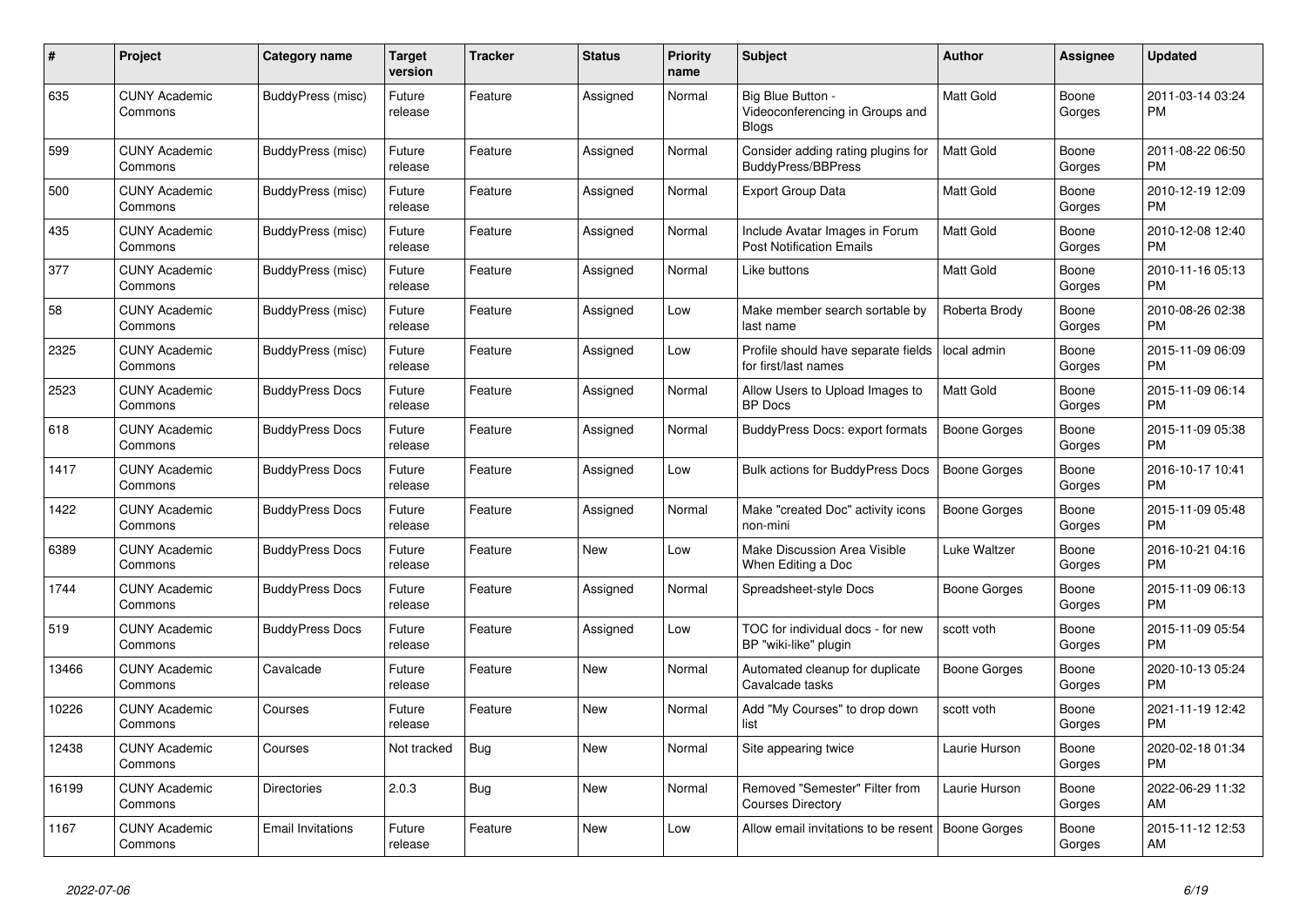| # | Project | Category name | Target version | Tracker | Status | Priority name | Subject | Author | Assignee | Updated |
|---|---|---|---|---|---|---|---|---|---|---|
| 635 | CUNY Academic Commons | BuddyPress (misc) | Future release | Feature | Assigned | Normal | Big Blue Button - Videoconferencing in Groups and Blogs | Matt Gold | Boone Gorges | 2011-03-14 03:24 PM |
| 599 | CUNY Academic Commons | BuddyPress (misc) | Future release | Feature | Assigned | Normal | Consider adding rating plugins for BuddyPress/BBPress | Matt Gold | Boone Gorges | 2011-08-22 06:50 PM |
| 500 | CUNY Academic Commons | BuddyPress (misc) | Future release | Feature | Assigned | Normal | Export Group Data | Matt Gold | Boone Gorges | 2010-12-19 12:09 PM |
| 435 | CUNY Academic Commons | BuddyPress (misc) | Future release | Feature | Assigned | Normal | Include Avatar Images in Forum Post Notification Emails | Matt Gold | Boone Gorges | 2010-12-08 12:40 PM |
| 377 | CUNY Academic Commons | BuddyPress (misc) | Future release | Feature | Assigned | Normal | Like buttons | Matt Gold | Boone Gorges | 2010-11-16 05:13 PM |
| 58 | CUNY Academic Commons | BuddyPress (misc) | Future release | Feature | Assigned | Low | Make member search sortable by last name | Roberta Brody | Boone Gorges | 2010-08-26 02:38 PM |
| 2325 | CUNY Academic Commons | BuddyPress (misc) | Future release | Feature | Assigned | Low | Profile should have separate fields for first/last names | local admin | Boone Gorges | 2015-11-09 06:09 PM |
| 2523 | CUNY Academic Commons | BuddyPress Docs | Future release | Feature | Assigned | Normal | Allow Users to Upload Images to BP Docs | Matt Gold | Boone Gorges | 2015-11-09 06:14 PM |
| 618 | CUNY Academic Commons | BuddyPress Docs | Future release | Feature | Assigned | Normal | BuddyPress Docs: export formats | Boone Gorges | Boone Gorges | 2015-11-09 05:38 PM |
| 1417 | CUNY Academic Commons | BuddyPress Docs | Future release | Feature | Assigned | Low | Bulk actions for BuddyPress Docs | Boone Gorges | Boone Gorges | 2016-10-17 10:41 PM |
| 1422 | CUNY Academic Commons | BuddyPress Docs | Future release | Feature | Assigned | Normal | Make "created Doc" activity icons non-mini | Boone Gorges | Boone Gorges | 2015-11-09 05:48 PM |
| 6389 | CUNY Academic Commons | BuddyPress Docs | Future release | Feature | New | Low | Make Discussion Area Visible When Editing a Doc | Luke Waltzer | Boone Gorges | 2016-10-21 04:16 PM |
| 1744 | CUNY Academic Commons | BuddyPress Docs | Future release | Feature | Assigned | Normal | Spreadsheet-style Docs | Boone Gorges | Boone Gorges | 2015-11-09 06:13 PM |
| 519 | CUNY Academic Commons | BuddyPress Docs | Future release | Feature | Assigned | Low | TOC for individual docs - for new BP "wiki-like" plugin | scott voth | Boone Gorges | 2015-11-09 05:54 PM |
| 13466 | CUNY Academic Commons | Cavalcade | Future release | Feature | New | Normal | Automated cleanup for duplicate Cavalcade tasks | Boone Gorges | Boone Gorges | 2020-10-13 05:24 PM |
| 10226 | CUNY Academic Commons | Courses | Future release | Feature | New | Normal | Add "My Courses" to drop down list | scott voth | Boone Gorges | 2021-11-19 12:42 PM |
| 12438 | CUNY Academic Commons | Courses | Not tracked | Bug | New | Normal | Site appearing twice | Laurie Hurson | Boone Gorges | 2020-02-18 01:34 PM |
| 16199 | CUNY Academic Commons | Directories | 2.0.3 | Bug | New | Normal | Removed "Semester" Filter from Courses Directory | Laurie Hurson | Boone Gorges | 2022-06-29 11:32 AM |
| 1167 | CUNY Academic Commons | Email Invitations | Future release | Feature | New | Low | Allow email invitations to be resent | Boone Gorges | Boone Gorges | 2015-11-12 12:53 AM |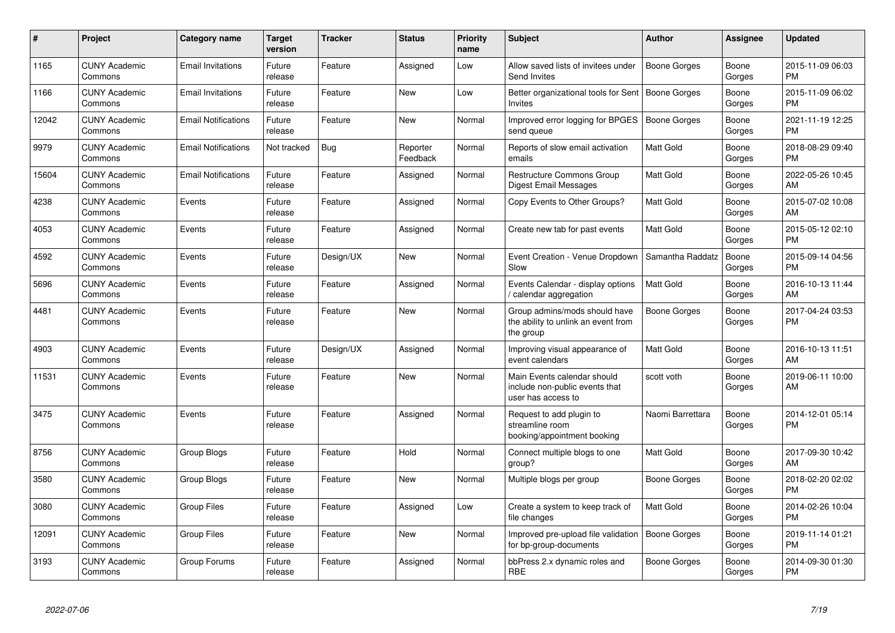| # | Project | Category name | Target version | Tracker | Status | Priority name | Subject | Author | Assignee | Updated |
|---|---|---|---|---|---|---|---|---|---|---|
| 1165 | CUNY Academic Commons | Email Invitations | Future release | Feature | Assigned | Low | Allow saved lists of invitees under Send Invites | Boone Gorges | Boone Gorges | 2015-11-09 06:03 PM |
| 1166 | CUNY Academic Commons | Email Invitations | Future release | Feature | New | Low | Better organizational tools for Sent Invites | Boone Gorges | Boone Gorges | 2015-11-09 06:02 PM |
| 12042 | CUNY Academic Commons | Email Notifications | Future release | Feature | New | Normal | Improved error logging for BPGES send queue | Boone Gorges | Boone Gorges | 2021-11-19 12:25 PM |
| 9979 | CUNY Academic Commons | Email Notifications | Not tracked | Bug | Reporter Feedback | Normal | Reports of slow email activation emails | Matt Gold | Boone Gorges | 2018-08-29 09:40 PM |
| 15604 | CUNY Academic Commons | Email Notifications | Future release | Feature | Assigned | Normal | Restructure Commons Group Digest Email Messages | Matt Gold | Boone Gorges | 2022-05-26 10:45 AM |
| 4238 | CUNY Academic Commons | Events | Future release | Feature | Assigned | Normal | Copy Events to Other Groups? | Matt Gold | Boone Gorges | 2015-07-02 10:08 AM |
| 4053 | CUNY Academic Commons | Events | Future release | Feature | Assigned | Normal | Create new tab for past events | Matt Gold | Boone Gorges | 2015-05-12 02:10 PM |
| 4592 | CUNY Academic Commons | Events | Future release | Design/UX | New | Normal | Event Creation - Venue Dropdown Slow | Samantha Raddatz | Boone Gorges | 2015-09-14 04:56 PM |
| 5696 | CUNY Academic Commons | Events | Future release | Feature | Assigned | Normal | Events Calendar - display options / calendar aggregation | Matt Gold | Boone Gorges | 2016-10-13 11:44 AM |
| 4481 | CUNY Academic Commons | Events | Future release | Feature | New | Normal | Group admins/mods should have the ability to unlink an event from the group | Boone Gorges | Boone Gorges | 2017-04-24 03:53 PM |
| 4903 | CUNY Academic Commons | Events | Future release | Design/UX | Assigned | Normal | Improving visual appearance of event calendars | Matt Gold | Boone Gorges | 2016-10-13 11:51 AM |
| 11531 | CUNY Academic Commons | Events | Future release | Feature | New | Normal | Main Events calendar should include non-public events that user has access to | scott voth | Boone Gorges | 2019-06-11 10:00 AM |
| 3475 | CUNY Academic Commons | Events | Future release | Feature | Assigned | Normal | Request to add plugin to streamline room booking/appointment booking | Naomi Barrettara | Boone Gorges | 2014-12-01 05:14 PM |
| 8756 | CUNY Academic Commons | Group Blogs | Future release | Feature | Hold | Normal | Connect multiple blogs to one group? | Matt Gold | Boone Gorges | 2017-09-30 10:42 AM |
| 3580 | CUNY Academic Commons | Group Blogs | Future release | Feature | New | Normal | Multiple blogs per group | Boone Gorges | Boone Gorges | 2018-02-20 02:02 PM |
| 3080 | CUNY Academic Commons | Group Files | Future release | Feature | Assigned | Low | Create a system to keep track of file changes | Matt Gold | Boone Gorges | 2014-02-26 10:04 PM |
| 12091 | CUNY Academic Commons | Group Files | Future release | Feature | New | Normal | Improved pre-upload file validation for bp-group-documents | Boone Gorges | Boone Gorges | 2019-11-14 01:21 PM |
| 3193 | CUNY Academic Commons | Group Forums | Future release | Feature | Assigned | Normal | bbPress 2.x dynamic roles and RBE | Boone Gorges | Boone Gorges | 2014-09-30 01:30 PM |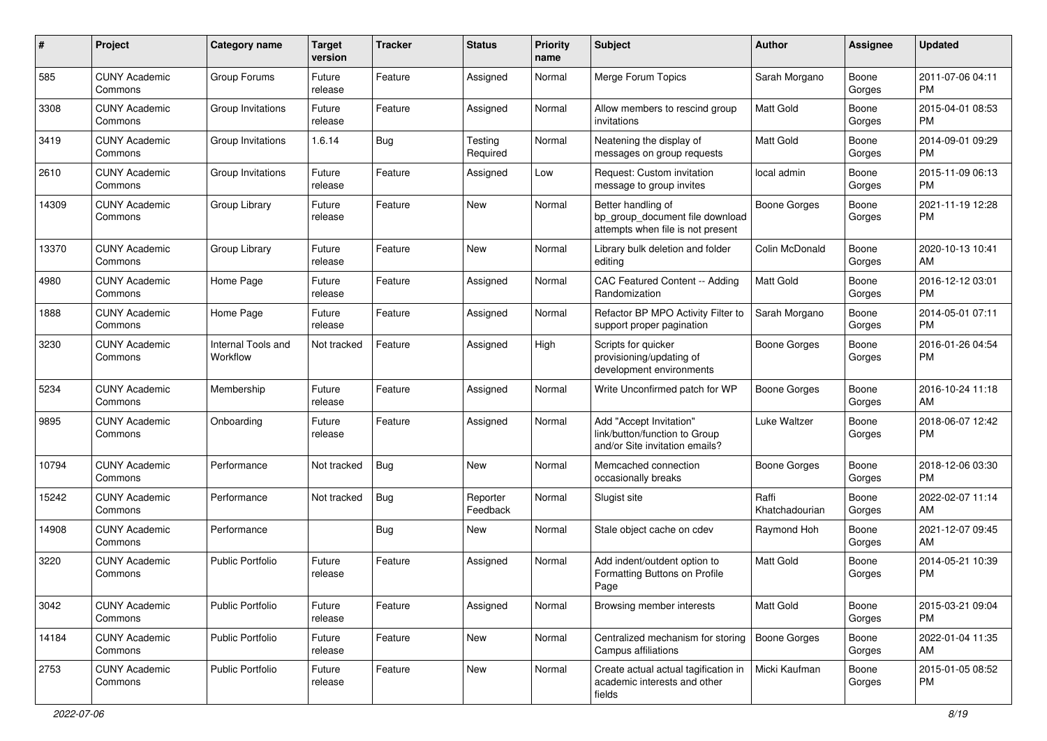| # | Project | Category name | Target version | Tracker | Status | Priority name | Subject | Author | Assignee | Updated |
|---|---|---|---|---|---|---|---|---|---|---|
| 585 | CUNY Academic Commons | Group Forums | Future release | Feature | Assigned | Normal | Merge Forum Topics | Sarah Morgano | Boone Gorges | 2011-07-06 04:11 PM |
| 3308 | CUNY Academic Commons | Group Invitations | Future release | Feature | Assigned | Normal | Allow members to rescind group invitations | Matt Gold | Boone Gorges | 2015-04-01 08:53 PM |
| 3419 | CUNY Academic Commons | Group Invitations | 1.6.14 | Bug | Testing Required | Normal | Neatening the display of messages on group requests | Matt Gold | Boone Gorges | 2014-09-01 09:29 PM |
| 2610 | CUNY Academic Commons | Group Invitations | Future release | Feature | Assigned | Low | Request: Custom invitation message to group invites | local admin | Boone Gorges | 2015-11-09 06:13 PM |
| 14309 | CUNY Academic Commons | Group Library | Future release | Feature | New | Normal | Better handling of bp_group_document file download attempts when file is not present | Boone Gorges | Boone Gorges | 2021-11-19 12:28 PM |
| 13370 | CUNY Academic Commons | Group Library | Future release | Feature | New | Normal | Library bulk deletion and folder editing | Colin McDonald | Boone Gorges | 2020-10-13 10:41 AM |
| 4980 | CUNY Academic Commons | Home Page | Future release | Feature | Assigned | Normal | CAC Featured Content -- Adding Randomization | Matt Gold | Boone Gorges | 2016-12-12 03:01 PM |
| 1888 | CUNY Academic Commons | Home Page | Future release | Feature | Assigned | Normal | Refactor BP MPO Activity Filter to support proper pagination | Sarah Morgano | Boone Gorges | 2014-05-01 07:11 PM |
| 3230 | CUNY Academic Commons | Internal Tools and Workflow | Not tracked | Feature | Assigned | High | Scripts for quicker provisioning/updating of development environments | Boone Gorges | Boone Gorges | 2016-01-26 04:54 PM |
| 5234 | CUNY Academic Commons | Membership | Future release | Feature | Assigned | Normal | Write Unconfirmed patch for WP | Boone Gorges | Boone Gorges | 2016-10-24 11:18 AM |
| 9895 | CUNY Academic Commons | Onboarding | Future release | Feature | Assigned | Normal | Add "Accept Invitation" link/button/function to Group and/or Site invitation emails? | Luke Waltzer | Boone Gorges | 2018-06-07 12:42 PM |
| 10794 | CUNY Academic Commons | Performance | Not tracked | Bug | New | Normal | Memcached connection occasionally breaks | Boone Gorges | Boone Gorges | 2018-12-06 03:30 PM |
| 15242 | CUNY Academic Commons | Performance | Not tracked | Bug | Reporter Feedback | Normal | Slugist site | Raffi Khatchadourian | Boone Gorges | 2022-02-07 11:14 AM |
| 14908 | CUNY Academic Commons | Performance | | Bug | New | Normal | Stale object cache on cdev | Raymond Hoh | Boone Gorges | 2021-12-07 09:45 AM |
| 3220 | CUNY Academic Commons | Public Portfolio | Future release | Feature | Assigned | Normal | Add indent/outdent option to Formatting Buttons on Profile Page | Matt Gold | Boone Gorges | 2014-05-21 10:39 PM |
| 3042 | CUNY Academic Commons | Public Portfolio | Future release | Feature | Assigned | Normal | Browsing member interests | Matt Gold | Boone Gorges | 2015-03-21 09:04 PM |
| 14184 | CUNY Academic Commons | Public Portfolio | Future release | Feature | New | Normal | Centralized mechanism for storing Campus affiliations | Boone Gorges | Boone Gorges | 2022-01-04 11:35 AM |
| 2753 | CUNY Academic Commons | Public Portfolio | Future release | Feature | New | Normal | Create actual actual tagification in academic interests and other fields | Micki Kaufman | Boone Gorges | 2015-01-05 08:52 PM |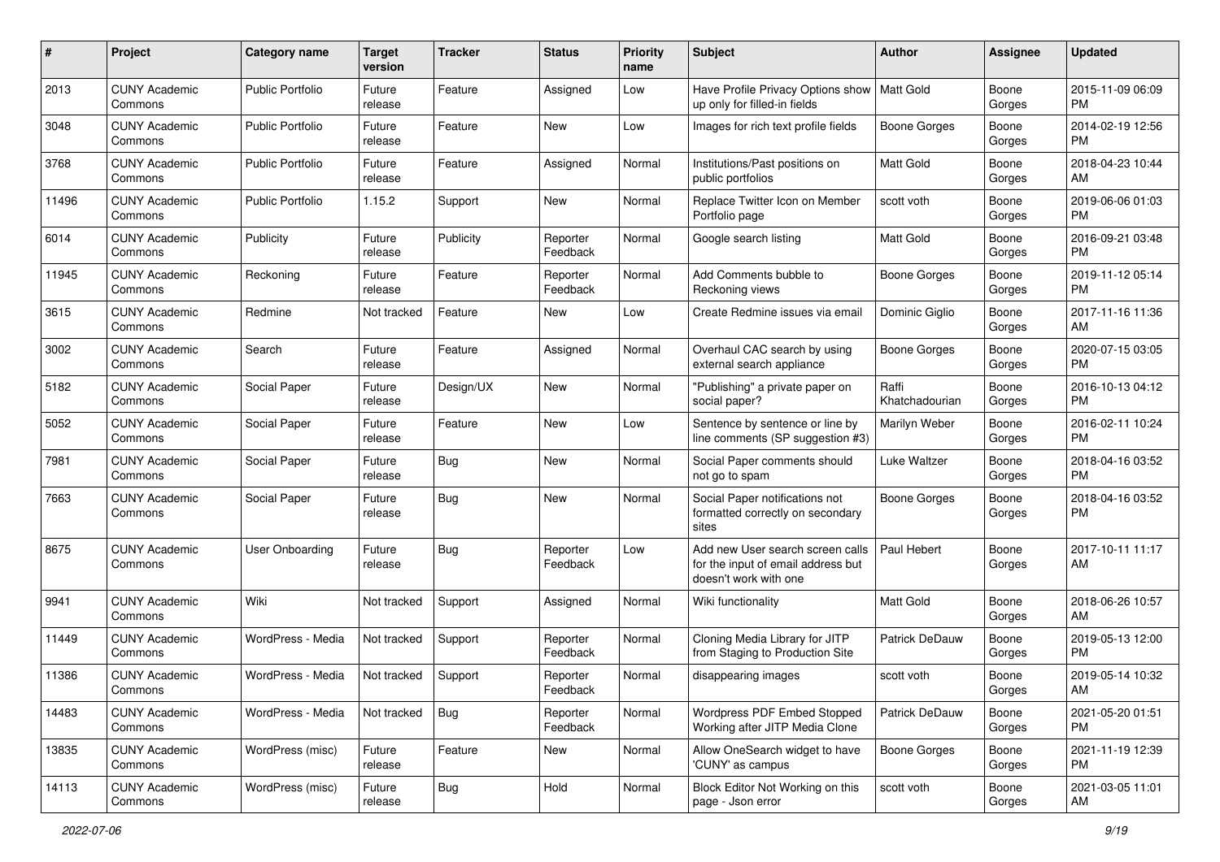| # | Project | Category name | Target version | Tracker | Status | Priority name | Subject | Author | Assignee | Updated |
|---|---|---|---|---|---|---|---|---|---|---|
| 2013 | CUNY Academic Commons | Public Portfolio | Future release | Feature | Assigned | Low | Have Profile Privacy Options show up only for filled-in fields | Matt Gold | Boone Gorges | 2015-11-09 06:09 PM |
| 3048 | CUNY Academic Commons | Public Portfolio | Future release | Feature | New | Low | Images for rich text profile fields | Boone Gorges | Boone Gorges | 2014-02-19 12:56 PM |
| 3768 | CUNY Academic Commons | Public Portfolio | Future release | Feature | Assigned | Normal | Institutions/Past positions on public portfolios | Matt Gold | Boone Gorges | 2018-04-23 10:44 AM |
| 11496 | CUNY Academic Commons | Public Portfolio | 1.15.2 | Support | New | Normal | Replace Twitter Icon on Member Portfolio page | scott voth | Boone Gorges | 2019-06-06 01:03 PM |
| 6014 | CUNY Academic Commons | Publicity | Future release | Publicity | Reporter Feedback | Normal | Google search listing | Matt Gold | Boone Gorges | 2016-09-21 03:48 PM |
| 11945 | CUNY Academic Commons | Reckoning | Future release | Feature | Reporter Feedback | Normal | Add Comments bubble to Reckoning views | Boone Gorges | Boone Gorges | 2019-11-12 05:14 PM |
| 3615 | CUNY Academic Commons | Redmine | Not tracked | Feature | New | Low | Create Redmine issues via email | Dominic Giglio | Boone Gorges | 2017-11-16 11:36 AM |
| 3002 | CUNY Academic Commons | Search | Future release | Feature | Assigned | Normal | Overhaul CAC search by using external search appliance | Boone Gorges | Boone Gorges | 2020-07-15 03:05 PM |
| 5182 | CUNY Academic Commons | Social Paper | Future release | Design/UX | New | Normal | "Publishing" a private paper on social paper? | Raffi Khatchadourian | Boone Gorges | 2016-10-13 04:12 PM |
| 5052 | CUNY Academic Commons | Social Paper | Future release | Feature | New | Low | Sentence by sentence or line by line comments (SP suggestion #3) | Marilyn Weber | Boone Gorges | 2016-02-11 10:24 PM |
| 7981 | CUNY Academic Commons | Social Paper | Future release | Bug | New | Normal | Social Paper comments should not go to spam | Luke Waltzer | Boone Gorges | 2018-04-16 03:52 PM |
| 7663 | CUNY Academic Commons | Social Paper | Future release | Bug | New | Normal | Social Paper notifications not formatted correctly on secondary sites | Boone Gorges | Boone Gorges | 2018-04-16 03:52 PM |
| 8675 | CUNY Academic Commons | User Onboarding | Future release | Bug | Reporter Feedback | Low | Add new User search screen calls for the input of email address but doesn't work with one | Paul Hebert | Boone Gorges | 2017-10-11 11:17 AM |
| 9941 | CUNY Academic Commons | Wiki | Not tracked | Support | Assigned | Normal | Wiki functionality | Matt Gold | Boone Gorges | 2018-06-26 10:57 AM |
| 11449 | CUNY Academic Commons | WordPress - Media | Not tracked | Support | Reporter Feedback | Normal | Cloning Media Library for JITP from Staging to Production Site | Patrick DeDauw | Boone Gorges | 2019-05-13 12:00 PM |
| 11386 | CUNY Academic Commons | WordPress - Media | Not tracked | Support | Reporter Feedback | Normal | disappearing images | scott voth | Boone Gorges | 2019-05-14 10:32 AM |
| 14483 | CUNY Academic Commons | WordPress - Media | Not tracked | Bug | Reporter Feedback | Normal | Wordpress PDF Embed Stopped Working after JITP Media Clone | Patrick DeDauw | Boone Gorges | 2021-05-20 01:51 PM |
| 13835 | CUNY Academic Commons | WordPress (misc) | Future release | Feature | New | Normal | Allow OneSearch widget to have 'CUNY' as campus | Boone Gorges | Boone Gorges | 2021-11-19 12:39 PM |
| 14113 | CUNY Academic Commons | WordPress (misc) | Future release | Bug | Hold | Normal | Block Editor Not Working on this page - Json error | scott voth | Boone Gorges | 2021-03-05 11:01 AM |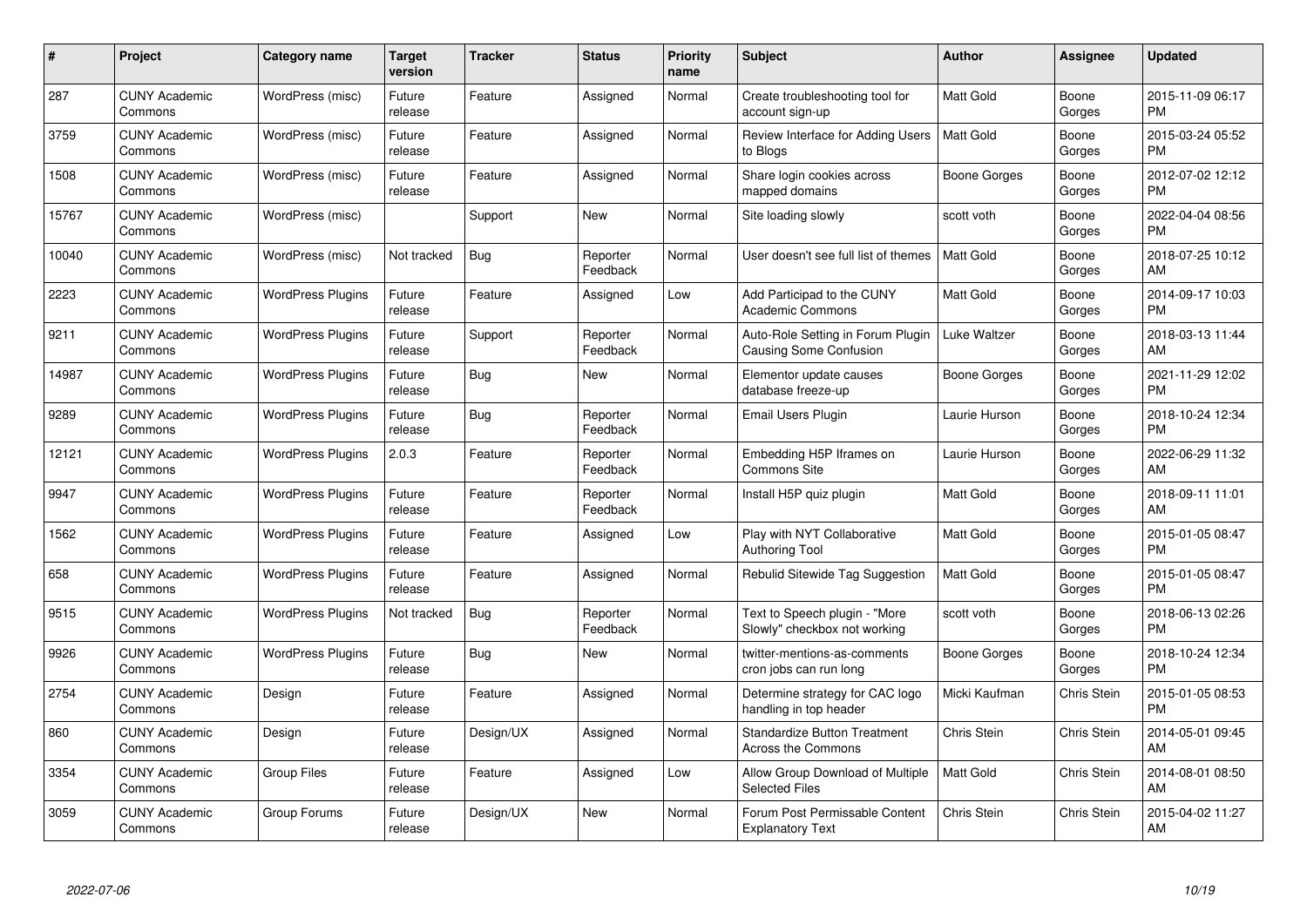| # | Project | Category name | Target version | Tracker | Status | Priority name | Subject | Author | Assignee | Updated |
|---|---|---|---|---|---|---|---|---|---|---|
| 287 | CUNY Academic Commons | WordPress (misc) | Future release | Feature | Assigned | Normal | Create troubleshooting tool for account sign-up | Matt Gold | Boone Gorges | 2015-11-09 06:17 PM |
| 3759 | CUNY Academic Commons | WordPress (misc) | Future release | Feature | Assigned | Normal | Review Interface for Adding Users to Blogs | Matt Gold | Boone Gorges | 2015-03-24 05:52 PM |
| 1508 | CUNY Academic Commons | WordPress (misc) | Future release | Feature | Assigned | Normal | Share login cookies across mapped domains | Boone Gorges | Boone Gorges | 2012-07-02 12:12 PM |
| 15767 | CUNY Academic Commons | WordPress (misc) | | Support | New | Normal | Site loading slowly | scott voth | Boone Gorges | 2022-04-04 08:56 PM |
| 10040 | CUNY Academic Commons | WordPress (misc) | Not tracked | Bug | Reporter Feedback | Normal | User doesn't see full list of themes | Matt Gold | Boone Gorges | 2018-07-25 10:12 AM |
| 2223 | CUNY Academic Commons | WordPress Plugins | Future release | Feature | Assigned | Low | Add Participad to the CUNY Academic Commons | Matt Gold | Boone Gorges | 2014-09-17 10:03 PM |
| 9211 | CUNY Academic Commons | WordPress Plugins | Future release | Support | Reporter Feedback | Normal | Auto-Role Setting in Forum Plugin Causing Some Confusion | Luke Waltzer | Boone Gorges | 2018-03-13 11:44 AM |
| 14987 | CUNY Academic Commons | WordPress Plugins | Future release | Bug | New | Normal | Elementor update causes database freeze-up | Boone Gorges | Boone Gorges | 2021-11-29 12:02 PM |
| 9289 | CUNY Academic Commons | WordPress Plugins | Future release | Bug | Reporter Feedback | Normal | Email Users Plugin | Laurie Hurson | Boone Gorges | 2018-10-24 12:34 PM |
| 12121 | CUNY Academic Commons | WordPress Plugins | 2.0.3 | Feature | Reporter Feedback | Normal | Embedding H5P Iframes on Commons Site | Laurie Hurson | Boone Gorges | 2022-06-29 11:32 AM |
| 9947 | CUNY Academic Commons | WordPress Plugins | Future release | Feature | Reporter Feedback | Normal | Install H5P quiz plugin | Matt Gold | Boone Gorges | 2018-09-11 11:01 AM |
| 1562 | CUNY Academic Commons | WordPress Plugins | Future release | Feature | Assigned | Low | Play with NYT Collaborative Authoring Tool | Matt Gold | Boone Gorges | 2015-01-05 08:47 PM |
| 658 | CUNY Academic Commons | WordPress Plugins | Future release | Feature | Assigned | Normal | Rebulid Sitewide Tag Suggestion | Matt Gold | Boone Gorges | 2015-01-05 08:47 PM |
| 9515 | CUNY Academic Commons | WordPress Plugins | Not tracked | Bug | Reporter Feedback | Normal | Text to Speech plugin - "More Slowly" checkbox not working | scott voth | Boone Gorges | 2018-06-13 02:26 PM |
| 9926 | CUNY Academic Commons | WordPress Plugins | Future release | Bug | New | Normal | twitter-mentions-as-comments cron jobs can run long | Boone Gorges | Boone Gorges | 2018-10-24 12:34 PM |
| 2754 | CUNY Academic Commons | Design | Future release | Feature | Assigned | Normal | Determine strategy for CAC logo handling in top header | Micki Kaufman | Chris Stein | 2015-01-05 08:53 PM |
| 860 | CUNY Academic Commons | Design | Future release | Design/UX | Assigned | Normal | Standardize Button Treatment Across the Commons | Chris Stein | Chris Stein | 2014-05-01 09:45 AM |
| 3354 | CUNY Academic Commons | Group Files | Future release | Feature | Assigned | Low | Allow Group Download of Multiple Selected Files | Matt Gold | Chris Stein | 2014-08-01 08:50 AM |
| 3059 | CUNY Academic Commons | Group Forums | Future release | Design/UX | New | Normal | Forum Post Permissable Content Explanatory Text | Chris Stein | Chris Stein | 2015-04-02 11:27 AM |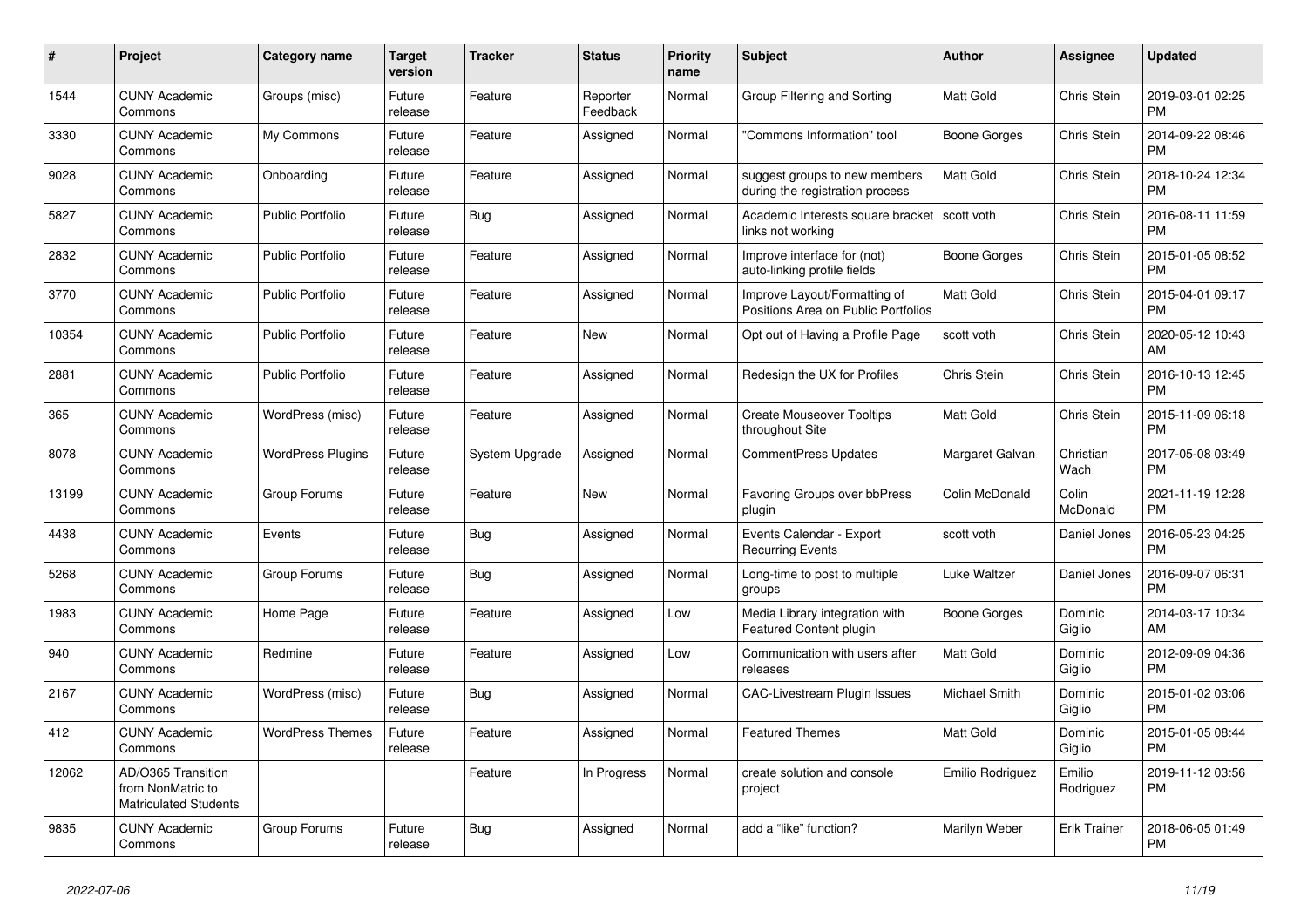| # | Project | Category name | Target version | Tracker | Status | Priority name | Subject | Author | Assignee | Updated |
|---|---|---|---|---|---|---|---|---|---|---|
| 1544 | CUNY Academic Commons | Groups (misc) | Future release | Feature | Reporter Feedback | Normal | Group Filtering and Sorting | Matt Gold | Chris Stein | 2019-03-01 02:25 PM |
| 3330 | CUNY Academic Commons | My Commons | Future release | Feature | Assigned | Normal | "Commons Information" tool | Boone Gorges | Chris Stein | 2014-09-22 08:46 PM |
| 9028 | CUNY Academic Commons | Onboarding | Future release | Feature | Assigned | Normal | suggest groups to new members during the registration process | Matt Gold | Chris Stein | 2018-10-24 12:34 PM |
| 5827 | CUNY Academic Commons | Public Portfolio | Future release | Bug | Assigned | Normal | Academic Interests square bracket links not working | scott voth | Chris Stein | 2016-08-11 11:59 PM |
| 2832 | CUNY Academic Commons | Public Portfolio | Future release | Feature | Assigned | Normal | Improve interface for (not) auto-linking profile fields | Boone Gorges | Chris Stein | 2015-01-05 08:52 PM |
| 3770 | CUNY Academic Commons | Public Portfolio | Future release | Feature | Assigned | Normal | Improve Layout/Formatting of Positions Area on Public Portfolios | Matt Gold | Chris Stein | 2015-04-01 09:17 PM |
| 10354 | CUNY Academic Commons | Public Portfolio | Future release | Feature | New | Normal | Opt out of Having a Profile Page | scott voth | Chris Stein | 2020-05-12 10:43 AM |
| 2881 | CUNY Academic Commons | Public Portfolio | Future release | Feature | Assigned | Normal | Redesign the UX for Profiles | Chris Stein | Chris Stein | 2016-10-13 12:45 PM |
| 365 | CUNY Academic Commons | WordPress (misc) | Future release | Feature | Assigned | Normal | Create Mouseover Tooltips throughout Site | Matt Gold | Chris Stein | 2015-11-09 06:18 PM |
| 8078 | CUNY Academic Commons | WordPress Plugins | Future release | System Upgrade | Assigned | Normal | CommentPress Updates | Margaret Galvan | Christian Wach | 2017-05-08 03:49 PM |
| 13199 | CUNY Academic Commons | Group Forums | Future release | Feature | New | Normal | Favoring Groups over bbPress plugin | Colin McDonald | Colin McDonald | 2021-11-19 12:28 PM |
| 4438 | CUNY Academic Commons | Events | Future release | Bug | Assigned | Normal | Events Calendar - Export Recurring Events | scott voth | Daniel Jones | 2016-05-23 04:25 PM |
| 5268 | CUNY Academic Commons | Group Forums | Future release | Bug | Assigned | Normal | Long-time to post to multiple groups | Luke Waltzer | Daniel Jones | 2016-09-07 06:31 PM |
| 1983 | CUNY Academic Commons | Home Page | Future release | Feature | Assigned | Low | Media Library integration with Featured Content plugin | Boone Gorges | Dominic Giglio | 2014-03-17 10:34 AM |
| 940 | CUNY Academic Commons | Redmine | Future release | Feature | Assigned | Low | Communication with users after releases | Matt Gold | Dominic Giglio | 2012-09-09 04:36 PM |
| 2167 | CUNY Academic Commons | WordPress (misc) | Future release | Bug | Assigned | Normal | CAC-Livestream Plugin Issues | Michael Smith | Dominic Giglio | 2015-01-02 03:06 PM |
| 412 | CUNY Academic Commons | WordPress Themes | Future release | Feature | Assigned | Normal | Featured Themes | Matt Gold | Dominic Giglio | 2015-01-05 08:44 PM |
| 12062 | AD/O365 Transition from NonMatric to Matriculated Students | | | Feature | In Progress | Normal | create solution and console project | Emilio Rodriguez | Emilio Rodriguez | 2019-11-12 03:56 PM |
| 9835 | CUNY Academic Commons | Group Forums | Future release | Bug | Assigned | Normal | add a “like” function? | Marilyn Weber | Erik Trainer | 2018-06-05 01:49 PM |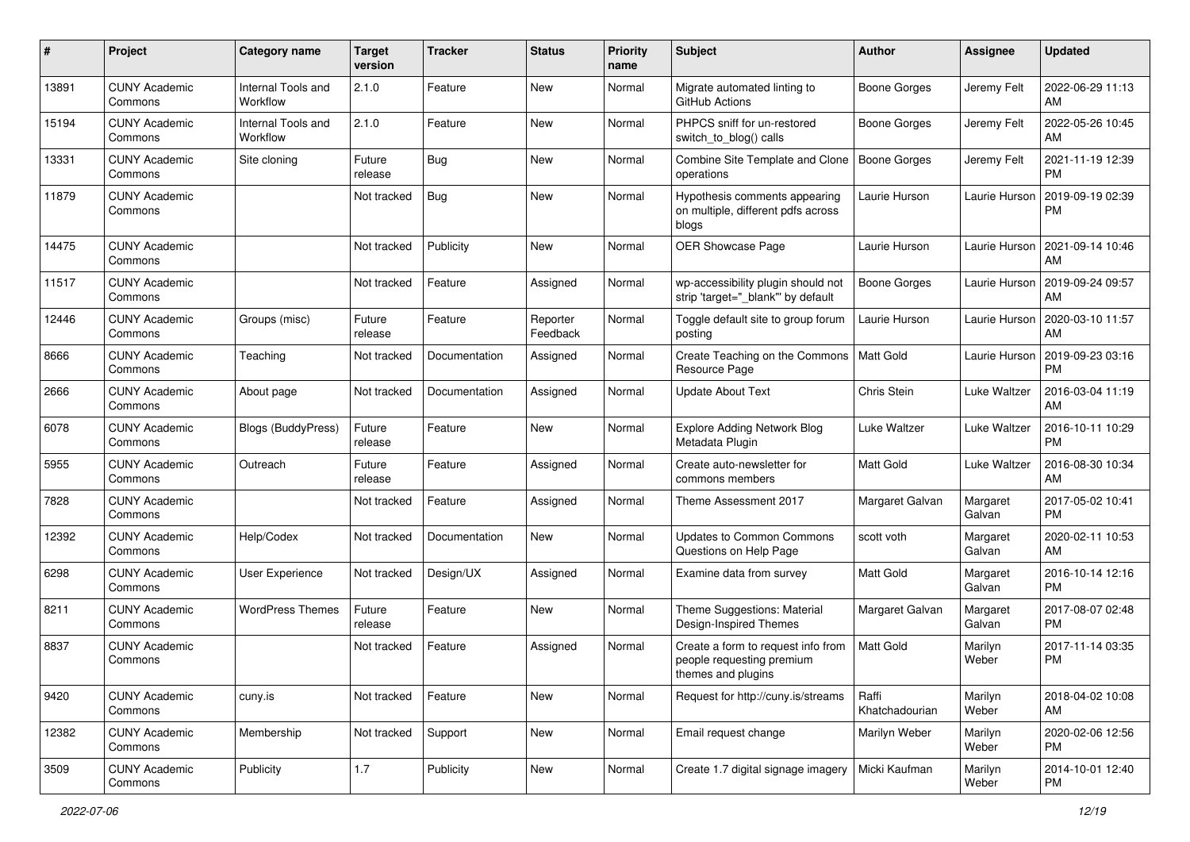| # | Project | Category name | Target version | Tracker | Status | Priority name | Subject | Author | Assignee | Updated |
|---|---|---|---|---|---|---|---|---|---|---|
| 13891 | CUNY Academic Commons | Internal Tools and Workflow | 2.1.0 | Feature | New | Normal | Migrate automated linting to GitHub Actions | Boone Gorges | Jeremy Felt | 2022-06-29 11:13 AM |
| 15194 | CUNY Academic Commons | Internal Tools and Workflow | 2.1.0 | Feature | New | Normal | PHPCS sniff for un-restored switch_to_blog() calls | Boone Gorges | Jeremy Felt | 2022-05-26 10:45 AM |
| 13331 | CUNY Academic Commons | Site cloning | Future release | Bug | New | Normal | Combine Site Template and Clone operations | Boone Gorges | Jeremy Felt | 2021-11-19 12:39 PM |
| 11879 | CUNY Academic Commons | | Not tracked | Bug | New | Normal | Hypothesis comments appearing on multiple, different pdfs across blogs | Laurie Hurson | Laurie Hurson | 2019-09-19 02:39 PM |
| 14475 | CUNY Academic Commons | | Not tracked | Publicity | New | Normal | OER Showcase Page | Laurie Hurson | Laurie Hurson | 2021-09-14 10:46 AM |
| 11517 | CUNY Academic Commons | | Not tracked | Feature | Assigned | Normal | wp-accessibility plugin should not strip 'target="_blank"' by default | Boone Gorges | Laurie Hurson | 2019-09-24 09:57 AM |
| 12446 | CUNY Academic Commons | Groups (misc) | Future release | Feature | Reporter Feedback | Normal | Toggle default site to group forum posting | Laurie Hurson | Laurie Hurson | 2020-03-10 11:57 AM |
| 8666 | CUNY Academic Commons | Teaching | Not tracked | Documentation | Assigned | Normal | Create Teaching on the Commons Resource Page | Matt Gold | Laurie Hurson | 2019-09-23 03:16 PM |
| 2666 | CUNY Academic Commons | About page | Not tracked | Documentation | Assigned | Normal | Update About Text | Chris Stein | Luke Waltzer | 2016-03-04 11:19 AM |
| 6078 | CUNY Academic Commons | Blogs (BuddyPress) | Future release | Feature | New | Normal | Explore Adding Network Blog Metadata Plugin | Luke Waltzer | Luke Waltzer | 2016-10-11 10:29 PM |
| 5955 | CUNY Academic Commons | Outreach | Future release | Feature | Assigned | Normal | Create auto-newsletter for commons members | Matt Gold | Luke Waltzer | 2016-08-30 10:34 AM |
| 7828 | CUNY Academic Commons | | Not tracked | Feature | Assigned | Normal | Theme Assessment 2017 | Margaret Galvan | Margaret Galvan | 2017-05-02 10:41 PM |
| 12392 | CUNY Academic Commons | Help/Codex | Not tracked | Documentation | New | Normal | Updates to Common Commons Questions on Help Page | scott voth | Margaret Galvan | 2020-02-11 10:53 AM |
| 6298 | CUNY Academic Commons | User Experience | Not tracked | Design/UX | Assigned | Normal | Examine data from survey | Matt Gold | Margaret Galvan | 2016-10-14 12:16 PM |
| 8211 | CUNY Academic Commons | WordPress Themes | Future release | Feature | New | Normal | Theme Suggestions: Material Design-Inspired Themes | Margaret Galvan | Margaret Galvan | 2017-08-07 02:48 PM |
| 8837 | CUNY Academic Commons | | Not tracked | Feature | Assigned | Normal | Create a form to request info from people requesting premium themes and plugins | Matt Gold | Marilyn Weber | 2017-11-14 03:35 PM |
| 9420 | CUNY Academic Commons | cuny.is | Not tracked | Feature | New | Normal | Request for http://cuny.is/streams | Raffi Khatchadourian | Marilyn Weber | 2018-04-02 10:08 AM |
| 12382 | CUNY Academic Commons | Membership | Not tracked | Support | New | Normal | Email request change | Marilyn Weber | Marilyn Weber | 2020-02-06 12:56 PM |
| 3509 | CUNY Academic Commons | Publicity | 1.7 | Publicity | New | Normal | Create 1.7 digital signage imagery | Micki Kaufman | Marilyn Weber | 2014-10-01 12:40 PM |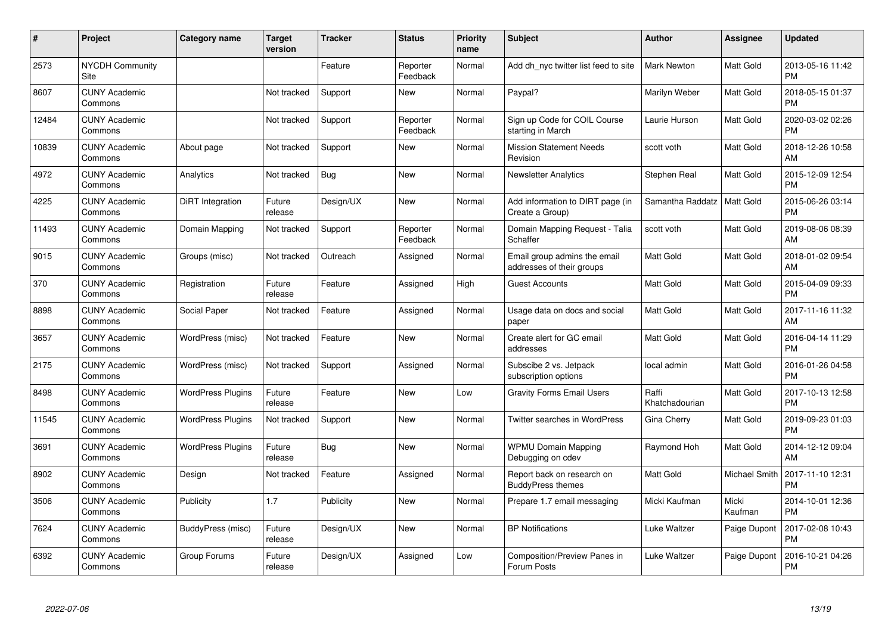| # | Project | Category name | Target version | Tracker | Status | Priority name | Subject | Author | Assignee | Updated |
|---|---|---|---|---|---|---|---|---|---|---|
| 2573 | NYCDH Community Site | | | Feature | Reporter Feedback | Normal | Add dh_nyc twitter list feed to site | Mark Newton | Matt Gold | 2013-05-16 11:42 PM |
| 8607 | CUNY Academic Commons | | Not tracked | Support | New | Normal | Paypal? | Marilyn Weber | Matt Gold | 2018-05-15 01:37 PM |
| 12484 | CUNY Academic Commons | | Not tracked | Support | Reporter Feedback | Normal | Sign up Code for COIL Course starting in March | Laurie Hurson | Matt Gold | 2020-03-02 02:26 PM |
| 10839 | CUNY Academic Commons | About page | Not tracked | Support | New | Normal | Mission Statement Needs Revision | scott voth | Matt Gold | 2018-12-26 10:58 AM |
| 4972 | CUNY Academic Commons | Analytics | Not tracked | Bug | New | Normal | Newsletter Analytics | Stephen Real | Matt Gold | 2015-12-09 12:54 PM |
| 4225 | CUNY Academic Commons | DiRT Integration | Future release | Design/UX | New | Normal | Add information to DIRT page (in Create a Group) | Samantha Raddatz | Matt Gold | 2015-06-26 03:14 PM |
| 11493 | CUNY Academic Commons | Domain Mapping | Not tracked | Support | Reporter Feedback | Normal | Domain Mapping Request - Talia Schaffer | scott voth | Matt Gold | 2019-08-06 08:39 AM |
| 9015 | CUNY Academic Commons | Groups (misc) | Not tracked | Outreach | Assigned | Normal | Email group admins the email addresses of their groups | Matt Gold | Matt Gold | 2018-01-02 09:54 AM |
| 370 | CUNY Academic Commons | Registration | Future release | Feature | Assigned | High | Guest Accounts | Matt Gold | Matt Gold | 2015-04-09 09:33 PM |
| 8898 | CUNY Academic Commons | Social Paper | Not tracked | Feature | Assigned | Normal | Usage data on docs and social paper | Matt Gold | Matt Gold | 2017-11-16 11:32 AM |
| 3657 | CUNY Academic Commons | WordPress (misc) | Not tracked | Feature | New | Normal | Create alert for GC email addresses | Matt Gold | Matt Gold | 2016-04-14 11:29 PM |
| 2175 | CUNY Academic Commons | WordPress (misc) | Not tracked | Support | Assigned | Normal | Subscibe 2 vs. Jetpack subscription options | local admin | Matt Gold | 2016-01-26 04:58 PM |
| 8498 | CUNY Academic Commons | WordPress Plugins | Future release | Feature | New | Low | Gravity Forms Email Users | Raffi Khatchadourian | Matt Gold | 2017-10-13 12:58 PM |
| 11545 | CUNY Academic Commons | WordPress Plugins | Not tracked | Support | New | Normal | Twitter searches in WordPress | Gina Cherry | Matt Gold | 2019-09-23 01:03 PM |
| 3691 | CUNY Academic Commons | WordPress Plugins | Future release | Bug | New | Normal | WPMU Domain Mapping Debugging on cdev | Raymond Hoh | Matt Gold | 2014-12-12 09:04 AM |
| 8902 | CUNY Academic Commons | Design | Not tracked | Feature | Assigned | Normal | Report back on research on BuddyPress themes | Matt Gold | Michael Smith | 2017-11-10 12:31 PM |
| 3506 | CUNY Academic Commons | Publicity | 1.7 | Publicity | New | Normal | Prepare 1.7 email messaging | Micki Kaufman | Micki Kaufman | 2014-10-01 12:36 PM |
| 7624 | CUNY Academic Commons | BuddyPress (misc) | Future release | Design/UX | New | Normal | BP Notifications | Luke Waltzer | Paige Dupont | 2017-02-08 10:43 PM |
| 6392 | CUNY Academic Commons | Group Forums | Future release | Design/UX | Assigned | Low | Composition/Preview Panes in Forum Posts | Luke Waltzer | Paige Dupont | 2016-10-21 04:26 PM |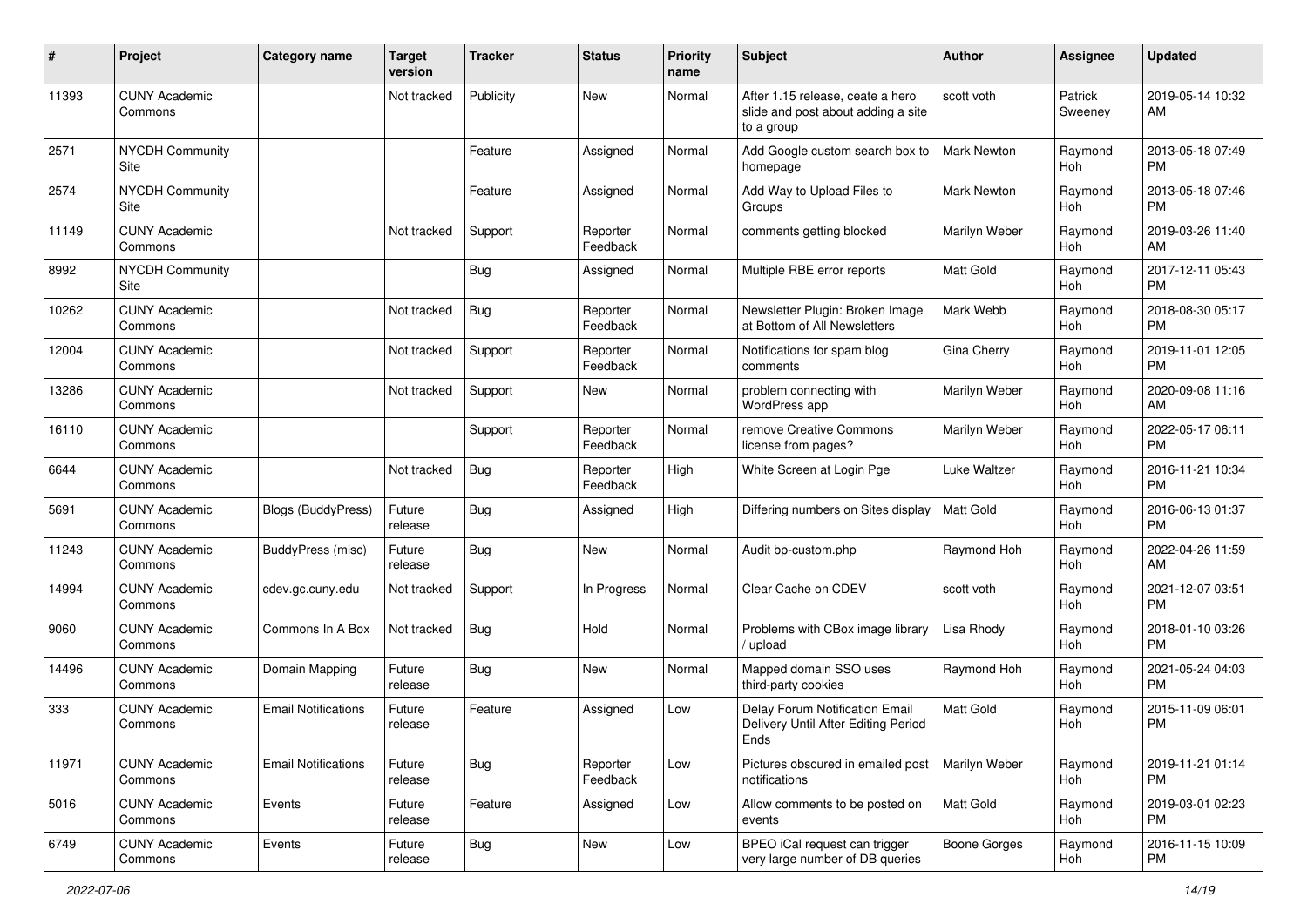| # | Project | Category name | Target version | Tracker | Status | Priority name | Subject | Author | Assignee | Updated |
|---|---|---|---|---|---|---|---|---|---|---|
| 11393 | CUNY Academic Commons | | Not tracked | Publicity | New | Normal | After 1.15 release, ceate a hero slide and post about adding a site to a group | scott voth | Patrick Sweeney | 2019-05-14 10:32 AM |
| 2571 | NYCDH Community Site | | | Feature | Assigned | Normal | Add Google custom search box to homepage | Mark Newton | Raymond Hoh | 2013-05-18 07:49 PM |
| 2574 | NYCDH Community Site | | | Feature | Assigned | Normal | Add Way to Upload Files to Groups | Mark Newton | Raymond Hoh | 2013-05-18 07:46 PM |
| 11149 | CUNY Academic Commons | | Not tracked | Support | Reporter Feedback | Normal | comments getting blocked | Marilyn Weber | Raymond Hoh | 2019-03-26 11:40 AM |
| 8992 | NYCDH Community Site | | | Bug | Assigned | Normal | Multiple RBE error reports | Matt Gold | Raymond Hoh | 2017-12-11 05:43 PM |
| 10262 | CUNY Academic Commons | | Not tracked | Bug | Reporter Feedback | Normal | Newsletter Plugin: Broken Image at Bottom of All Newsletters | Mark Webb | Raymond Hoh | 2018-08-30 05:17 PM |
| 12004 | CUNY Academic Commons | | Not tracked | Support | Reporter Feedback | Normal | Notifications for spam blog comments | Gina Cherry | Raymond Hoh | 2019-11-01 12:05 PM |
| 13286 | CUNY Academic Commons | | Not tracked | Support | New | Normal | problem connecting with WordPress app | Marilyn Weber | Raymond Hoh | 2020-09-08 11:16 AM |
| 16110 | CUNY Academic Commons | | | Support | Reporter Feedback | Normal | remove Creative Commons license from pages? | Marilyn Weber | Raymond Hoh | 2022-05-17 06:11 PM |
| 6644 | CUNY Academic Commons | | Not tracked | Bug | Reporter Feedback | High | White Screen at Login Pge | Luke Waltzer | Raymond Hoh | 2016-11-21 10:34 PM |
| 5691 | CUNY Academic Commons | Blogs (BuddyPress) | Future release | Bug | Assigned | High | Differing numbers on Sites display | Matt Gold | Raymond Hoh | 2016-06-13 01:37 PM |
| 11243 | CUNY Academic Commons | BuddyPress (misc) | Future release | Bug | New | Normal | Audit bp-custom.php | Raymond Hoh | Raymond Hoh | 2022-04-26 11:59 AM |
| 14994 | CUNY Academic Commons | cdev.gc.cuny.edu | Not tracked | Support | In Progress | Normal | Clear Cache on CDEV | scott voth | Raymond Hoh | 2021-12-07 03:51 PM |
| 9060 | CUNY Academic Commons | Commons In A Box | Not tracked | Bug | Hold | Normal | Problems with CBox image library / upload | Lisa Rhody | Raymond Hoh | 2018-01-10 03:26 PM |
| 14496 | CUNY Academic Commons | Domain Mapping | Future release | Bug | New | Normal | Mapped domain SSO uses third-party cookies | Raymond Hoh | Raymond Hoh | 2021-05-24 04:03 PM |
| 333 | CUNY Academic Commons | Email Notifications | Future release | Feature | Assigned | Low | Delay Forum Notification Email Delivery Until After Editing Period Ends | Matt Gold | Raymond Hoh | 2015-11-09 06:01 PM |
| 11971 | CUNY Academic Commons | Email Notifications | Future release | Bug | Reporter Feedback | Low | Pictures obscured in emailed post notifications | Marilyn Weber | Raymond Hoh | 2019-11-21 01:14 PM |
| 5016 | CUNY Academic Commons | Events | Future release | Feature | Assigned | Low | Allow comments to be posted on events | Matt Gold | Raymond Hoh | 2019-03-01 02:23 PM |
| 6749 | CUNY Academic Commons | Events | Future release | Bug | New | Low | BPEO iCal request can trigger very large number of DB queries | Boone Gorges | Raymond Hoh | 2016-11-15 10:09 PM |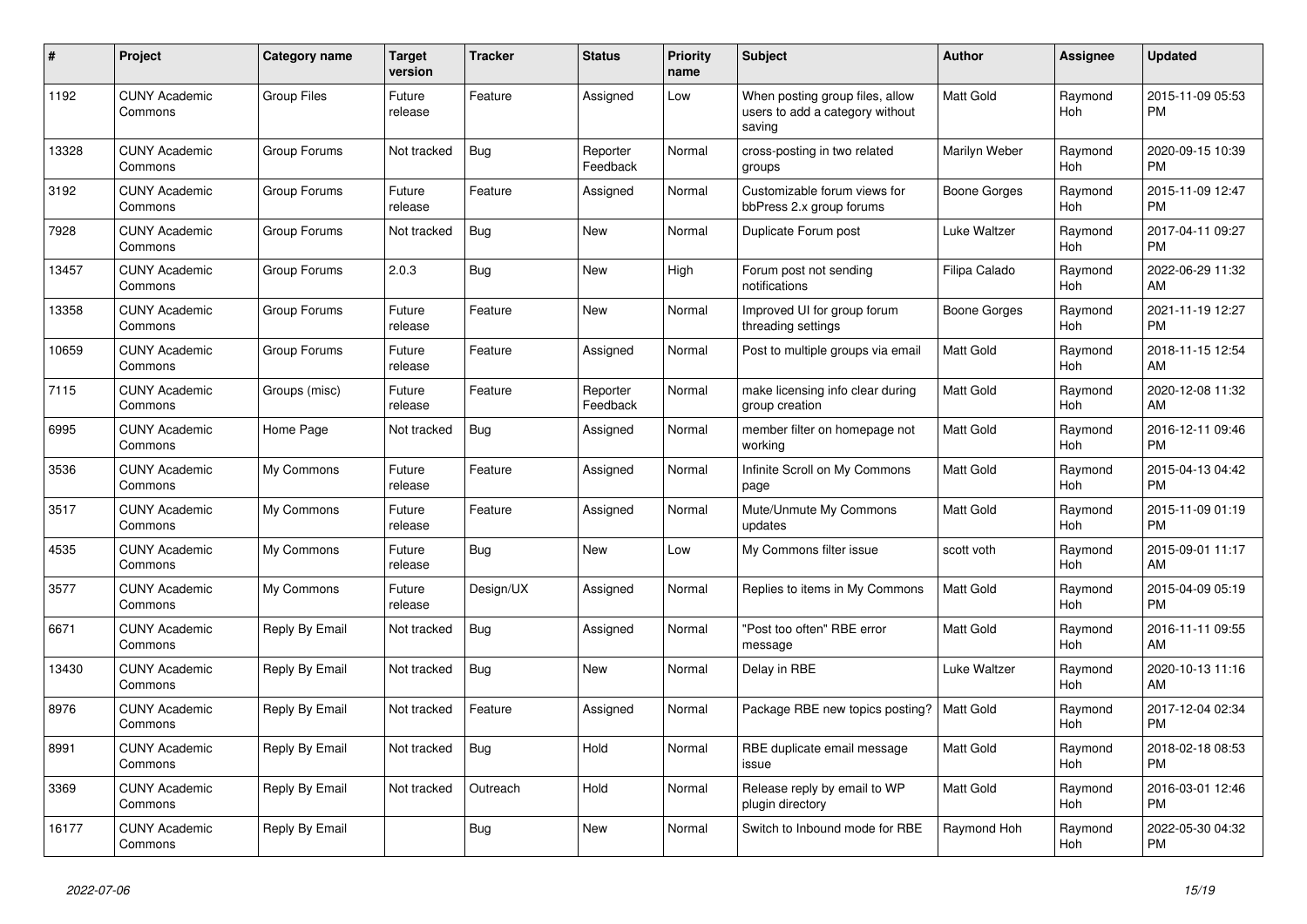| # | Project | Category name | Target version | Tracker | Status | Priority name | Subject | Author | Assignee | Updated |
|---|---|---|---|---|---|---|---|---|---|---|
| 1192 | CUNY Academic Commons | Group Files | Future release | Feature | Assigned | Low | When posting group files, allow users to add a category without saving | Matt Gold | Raymond Hoh | 2015-11-09 05:53 PM |
| 13328 | CUNY Academic Commons | Group Forums | Not tracked | Bug | Reporter Feedback | Normal | cross-posting in two related groups | Marilyn Weber | Raymond Hoh | 2020-09-15 10:39 PM |
| 3192 | CUNY Academic Commons | Group Forums | Future release | Feature | Assigned | Normal | Customizable forum views for bbPress 2.x group forums | Boone Gorges | Raymond Hoh | 2015-11-09 12:47 PM |
| 7928 | CUNY Academic Commons | Group Forums | Not tracked | Bug | New | Normal | Duplicate Forum post | Luke Waltzer | Raymond Hoh | 2017-04-11 09:27 PM |
| 13457 | CUNY Academic Commons | Group Forums | 2.0.3 | Bug | New | High | Forum post not sending notifications | Filipa Calado | Raymond Hoh | 2022-06-29 11:32 AM |
| 13358 | CUNY Academic Commons | Group Forums | Future release | Feature | New | Normal | Improved UI for group forum threading settings | Boone Gorges | Raymond Hoh | 2021-11-19 12:27 PM |
| 10659 | CUNY Academic Commons | Group Forums | Future release | Feature | Assigned | Normal | Post to multiple groups via email | Matt Gold | Raymond Hoh | 2018-11-15 12:54 AM |
| 7115 | CUNY Academic Commons | Groups (misc) | Future release | Feature | Reporter Feedback | Normal | make licensing info clear during group creation | Matt Gold | Raymond Hoh | 2020-12-08 11:32 AM |
| 6995 | CUNY Academic Commons | Home Page | Not tracked | Bug | Assigned | Normal | member filter on homepage not working | Matt Gold | Raymond Hoh | 2016-12-11 09:46 PM |
| 3536 | CUNY Academic Commons | My Commons | Future release | Feature | Assigned | Normal | Infinite Scroll on My Commons page | Matt Gold | Raymond Hoh | 2015-04-13 04:42 PM |
| 3517 | CUNY Academic Commons | My Commons | Future release | Feature | Assigned | Normal | Mute/Unmute My Commons updates | Matt Gold | Raymond Hoh | 2015-11-09 01:19 PM |
| 4535 | CUNY Academic Commons | My Commons | Future release | Bug | New | Low | My Commons filter issue | scott voth | Raymond Hoh | 2015-09-01 11:17 AM |
| 3577 | CUNY Academic Commons | My Commons | Future release | Design/UX | Assigned | Normal | Replies to items in My Commons | Matt Gold | Raymond Hoh | 2015-04-09 05:19 PM |
| 6671 | CUNY Academic Commons | Reply By Email | Not tracked | Bug | Assigned | Normal | "Post too often" RBE error message | Matt Gold | Raymond Hoh | 2016-11-11 09:55 AM |
| 13430 | CUNY Academic Commons | Reply By Email | Not tracked | Bug | New | Normal | Delay in RBE | Luke Waltzer | Raymond Hoh | 2020-10-13 11:16 AM |
| 8976 | CUNY Academic Commons | Reply By Email | Not tracked | Feature | Assigned | Normal | Package RBE new topics posting? | Matt Gold | Raymond Hoh | 2017-12-04 02:34 PM |
| 8991 | CUNY Academic Commons | Reply By Email | Not tracked | Bug | Hold | Normal | RBE duplicate email message issue | Matt Gold | Raymond Hoh | 2018-02-18 08:53 PM |
| 3369 | CUNY Academic Commons | Reply By Email | Not tracked | Outreach | Hold | Normal | Release reply by email to WP plugin directory | Matt Gold | Raymond Hoh | 2016-03-01 12:46 PM |
| 16177 | CUNY Academic Commons | Reply By Email | | Bug | New | Normal | Switch to Inbound mode for RBE | Raymond Hoh | Raymond Hoh | 2022-05-30 04:32 PM |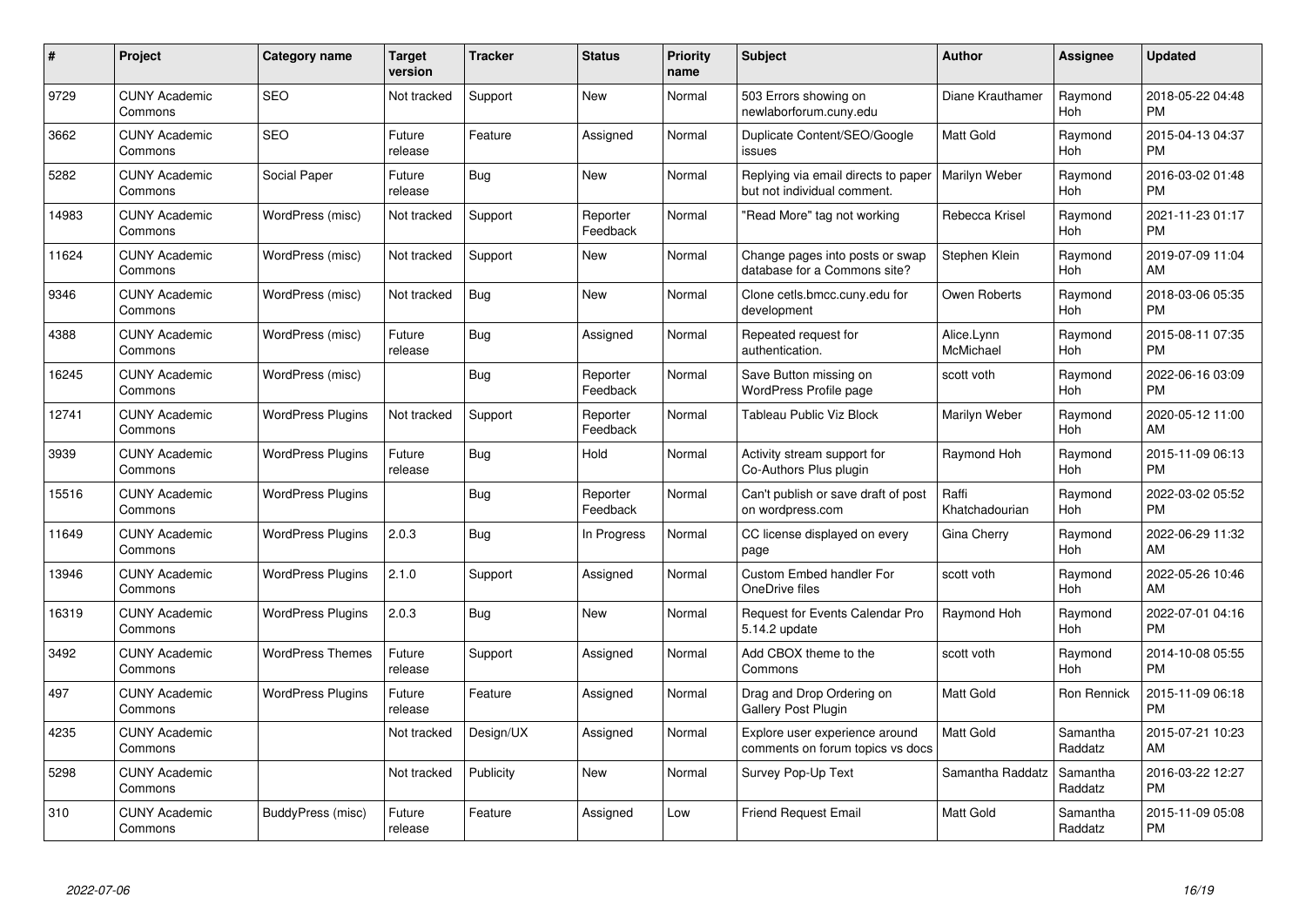| # | Project | Category name | Target version | Tracker | Status | Priority name | Subject | Author | Assignee | Updated |
|---|---|---|---|---|---|---|---|---|---|---|
| 9729 | CUNY Academic Commons | SEO | Not tracked | Support | New | Normal | 503 Errors showing on newlaborforum.cuny.edu | Diane Krauthamer | Raymond Hoh | 2018-05-22 04:48 PM |
| 3662 | CUNY Academic Commons | SEO | Future release | Feature | Assigned | Normal | Duplicate Content/SEO/Google issues | Matt Gold | Raymond Hoh | 2015-04-13 04:37 PM |
| 5282 | CUNY Academic Commons | Social Paper | Future release | Bug | New | Normal | Replying via email directs to paper but not individual comment. | Marilyn Weber | Raymond Hoh | 2016-03-02 01:48 PM |
| 14983 | CUNY Academic Commons | WordPress (misc) | Not tracked | Support | Reporter Feedback | Normal | "Read More" tag not working | Rebecca Krisel | Raymond Hoh | 2021-11-23 01:17 PM |
| 11624 | CUNY Academic Commons | WordPress (misc) | Not tracked | Support | New | Normal | Change pages into posts or swap database for a Commons site? | Stephen Klein | Raymond Hoh | 2019-07-09 11:04 AM |
| 9346 | CUNY Academic Commons | WordPress (misc) | Not tracked | Bug | New | Normal | Clone cetls.bmcc.cuny.edu for development | Owen Roberts | Raymond Hoh | 2018-03-06 05:35 PM |
| 4388 | CUNY Academic Commons | WordPress (misc) | Future release | Bug | Assigned | Normal | Repeated request for authentication. | Alice.Lynn McMichael | Raymond Hoh | 2015-08-11 07:35 PM |
| 16245 | CUNY Academic Commons | WordPress (misc) | | Bug | Reporter Feedback | Normal | Save Button missing on WordPress Profile page | scott voth | Raymond Hoh | 2022-06-16 03:09 PM |
| 12741 | CUNY Academic Commons | WordPress Plugins | Not tracked | Support | Reporter Feedback | Normal | Tableau Public Viz Block | Marilyn Weber | Raymond Hoh | 2020-05-12 11:00 AM |
| 3939 | CUNY Academic Commons | WordPress Plugins | Future release | Bug | Hold | Normal | Activity stream support for Co-Authors Plus plugin | Raymond Hoh | Raymond Hoh | 2015-11-09 06:13 PM |
| 15516 | CUNY Academic Commons | WordPress Plugins | | Bug | Reporter Feedback | Normal | Can't publish or save draft of post on wordpress.com | Raffi Khatchadourian | Raymond Hoh | 2022-03-02 05:52 PM |
| 11649 | CUNY Academic Commons | WordPress Plugins | 2.0.3 | Bug | In Progress | Normal | CC license displayed on every page | Gina Cherry | Raymond Hoh | 2022-06-29 11:32 AM |
| 13946 | CUNY Academic Commons | WordPress Plugins | 2.1.0 | Support | Assigned | Normal | Custom Embed handler For OneDrive files | scott voth | Raymond Hoh | 2022-05-26 10:46 AM |
| 16319 | CUNY Academic Commons | WordPress Plugins | 2.0.3 | Bug | New | Normal | Request for Events Calendar Pro 5.14.2 update | Raymond Hoh | Raymond Hoh | 2022-07-01 04:16 PM |
| 3492 | CUNY Academic Commons | WordPress Themes | Future release | Support | Assigned | Normal | Add CBOX theme to the Commons | scott voth | Raymond Hoh | 2014-10-08 05:55 PM |
| 497 | CUNY Academic Commons | WordPress Plugins | Future release | Feature | Assigned | Normal | Drag and Drop Ordering on Gallery Post Plugin | Matt Gold | Ron Rennick | 2015-11-09 06:18 PM |
| 4235 | CUNY Academic Commons | | Not tracked | Design/UX | Assigned | Normal | Explore user experience around comments on forum topics vs docs | Matt Gold | Samantha Raddatz | 2015-07-21 10:23 AM |
| 5298 | CUNY Academic Commons | | Not tracked | Publicity | New | Normal | Survey Pop-Up Text | Samantha Raddatz | Samantha Raddatz | 2016-03-22 12:27 PM |
| 310 | CUNY Academic Commons | BuddyPress (misc) | Future release | Feature | Assigned | Low | Friend Request Email | Matt Gold | Samantha Raddatz | 2015-11-09 05:08 PM |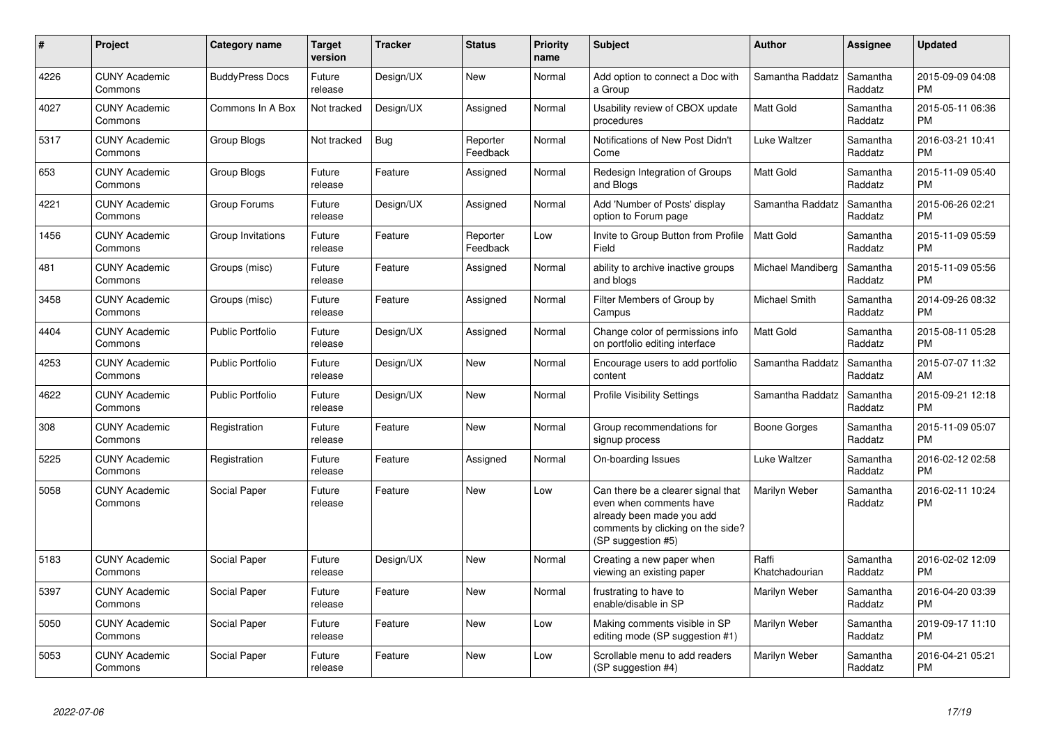| # | Project | Category name | Target version | Tracker | Status | Priority name | Subject | Author | Assignee | Updated |
|---|---|---|---|---|---|---|---|---|---|---|
| 4226 | CUNY Academic Commons | BuddyPress Docs | Future release | Design/UX | New | Normal | Add option to connect a Doc with a Group | Samantha Raddatz | Samantha Raddatz | 2015-09-09 04:08 PM |
| 4027 | CUNY Academic Commons | Commons In A Box | Not tracked | Design/UX | Assigned | Normal | Usability review of CBOX update procedures | Matt Gold | Samantha Raddatz | 2015-05-11 06:36 PM |
| 5317 | CUNY Academic Commons | Group Blogs | Not tracked | Bug | Reporter Feedback | Normal | Notifications of New Post Didn't Come | Luke Waltzer | Samantha Raddatz | 2016-03-21 10:41 PM |
| 653 | CUNY Academic Commons | Group Blogs | Future release | Feature | Assigned | Normal | Redesign Integration of Groups and Blogs | Matt Gold | Samantha Raddatz | 2015-11-09 05:40 PM |
| 4221 | CUNY Academic Commons | Group Forums | Future release | Design/UX | Assigned | Normal | Add 'Number of Posts' display option to Forum page | Samantha Raddatz | Samantha Raddatz | 2015-06-26 02:21 PM |
| 1456 | CUNY Academic Commons | Group Invitations | Future release | Feature | Reporter Feedback | Low | Invite to Group Button from Profile Field | Matt Gold | Samantha Raddatz | 2015-11-09 05:59 PM |
| 481 | CUNY Academic Commons | Groups (misc) | Future release | Feature | Assigned | Normal | ability to archive inactive groups and blogs | Michael Mandiberg | Samantha Raddatz | 2015-11-09 05:56 PM |
| 3458 | CUNY Academic Commons | Groups (misc) | Future release | Feature | Assigned | Normal | Filter Members of Group by Campus | Michael Smith | Samantha Raddatz | 2014-09-26 08:32 PM |
| 4404 | CUNY Academic Commons | Public Portfolio | Future release | Design/UX | Assigned | Normal | Change color of permissions info on portfolio editing interface | Matt Gold | Samantha Raddatz | 2015-08-11 05:28 PM |
| 4253 | CUNY Academic Commons | Public Portfolio | Future release | Design/UX | New | Normal | Encourage users to add portfolio content | Samantha Raddatz | Samantha Raddatz | 2015-07-07 11:32 AM |
| 4622 | CUNY Academic Commons | Public Portfolio | Future release | Design/UX | New | Normal | Profile Visibility Settings | Samantha Raddatz | Samantha Raddatz | 2015-09-21 12:18 PM |
| 308 | CUNY Academic Commons | Registration | Future release | Feature | New | Normal | Group recommendations for signup process | Boone Gorges | Samantha Raddatz | 2015-11-09 05:07 PM |
| 5225 | CUNY Academic Commons | Registration | Future release | Feature | Assigned | Normal | On-boarding Issues | Luke Waltzer | Samantha Raddatz | 2016-02-12 02:58 PM |
| 5058 | CUNY Academic Commons | Social Paper | Future release | Feature | New | Low | Can there be a clearer signal that even when comments have already been made you add comments by clicking on the side? (SP suggestion #5) | Marilyn Weber | Samantha Raddatz | 2016-02-11 10:24 PM |
| 5183 | CUNY Academic Commons | Social Paper | Future release | Design/UX | New | Normal | Creating a new paper when viewing an existing paper | Raffi Khatchadourian | Samantha Raddatz | 2016-02-02 12:09 PM |
| 5397 | CUNY Academic Commons | Social Paper | Future release | Feature | New | Normal | frustrating to have to enable/disable in SP | Marilyn Weber | Samantha Raddatz | 2016-04-20 03:39 PM |
| 5050 | CUNY Academic Commons | Social Paper | Future release | Feature | New | Low | Making comments visible in SP editing mode (SP suggestion #1) | Marilyn Weber | Samantha Raddatz | 2019-09-17 11:10 PM |
| 5053 | CUNY Academic Commons | Social Paper | Future release | Feature | New | Low | Scrollable menu to add readers (SP suggestion #4) | Marilyn Weber | Samantha Raddatz | 2016-04-21 05:21 PM |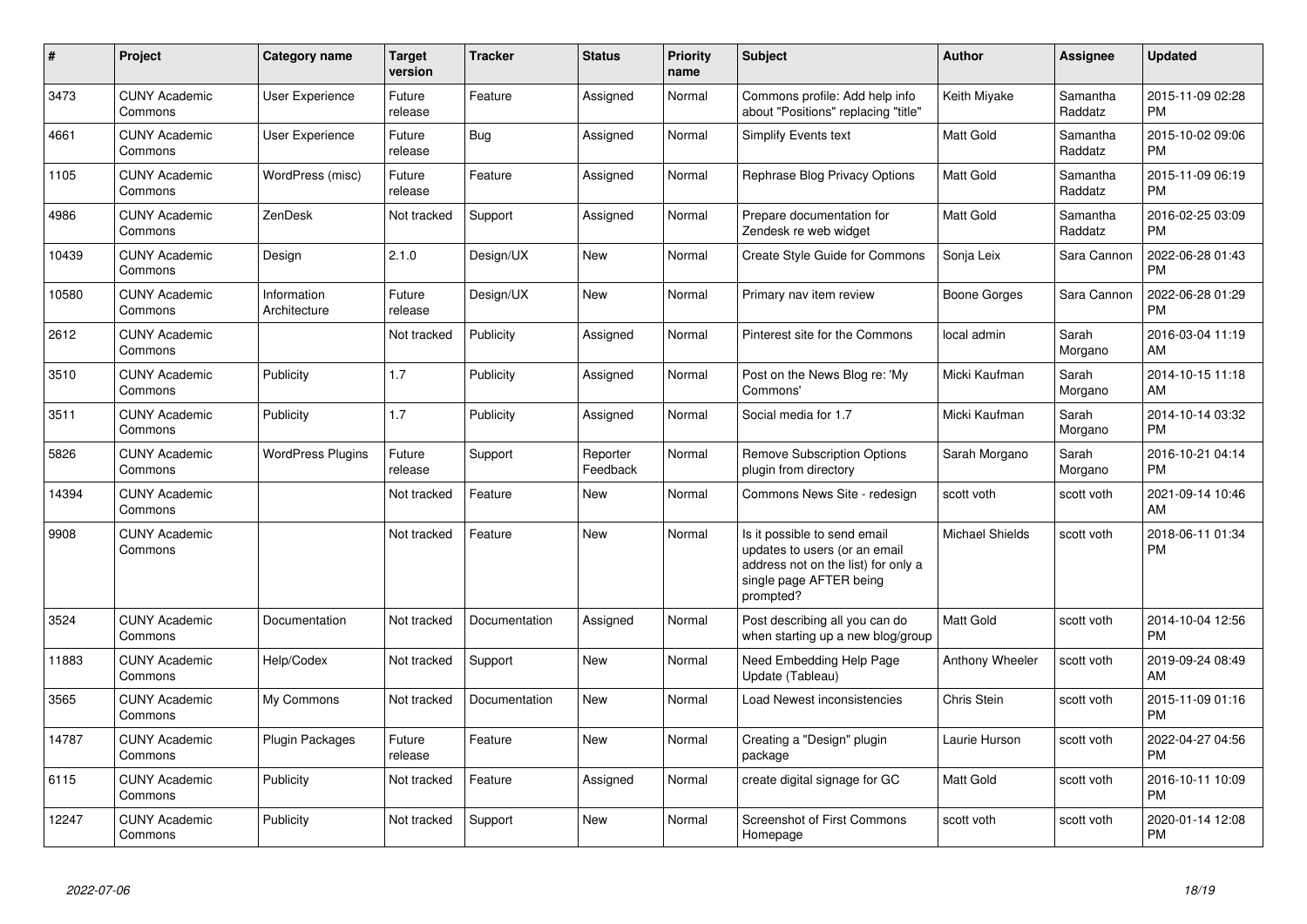| # | Project | Category name | Target version | Tracker | Status | Priority name | Subject | Author | Assignee | Updated |
|---|---|---|---|---|---|---|---|---|---|---|
| 3473 | CUNY Academic Commons | User Experience | Future release | Feature | Assigned | Normal | Commons profile: Add help info about "Positions" replacing "title" | Keith Miyake | Samantha Raddatz | 2015-11-09 02:28 PM |
| 4661 | CUNY Academic Commons | User Experience | Future release | Bug | Assigned | Normal | Simplify Events text | Matt Gold | Samantha Raddatz | 2015-10-02 09:06 PM |
| 1105 | CUNY Academic Commons | WordPress (misc) | Future release | Feature | Assigned | Normal | Rephrase Blog Privacy Options | Matt Gold | Samantha Raddatz | 2015-11-09 06:19 PM |
| 4986 | CUNY Academic Commons | ZenDesk | Not tracked | Support | Assigned | Normal | Prepare documentation for Zendesk re web widget | Matt Gold | Samantha Raddatz | 2016-02-25 03:09 PM |
| 10439 | CUNY Academic Commons | Design | 2.1.0 | Design/UX | New | Normal | Create Style Guide for Commons | Sonja Leix | Sara Cannon | 2022-06-28 01:43 PM |
| 10580 | CUNY Academic Commons | Information Architecture | Future release | Design/UX | New | Normal | Primary nav item review | Boone Gorges | Sara Cannon | 2022-06-28 01:29 PM |
| 2612 | CUNY Academic Commons | | Not tracked | Publicity | Assigned | Normal | Pinterest site for the Commons | local admin | Sarah Morgano | 2016-03-04 11:19 AM |
| 3510 | CUNY Academic Commons | Publicity | 1.7 | Publicity | Assigned | Normal | Post on the News Blog re: 'My Commons' | Micki Kaufman | Sarah Morgano | 2014-10-15 11:18 AM |
| 3511 | CUNY Academic Commons | Publicity | 1.7 | Publicity | Assigned | Normal | Social media for 1.7 | Micki Kaufman | Sarah Morgano | 2014-10-14 03:32 PM |
| 5826 | CUNY Academic Commons | WordPress Plugins | Future release | Support | Reporter Feedback | Normal | Remove Subscription Options plugin from directory | Sarah Morgano | Sarah Morgano | 2016-10-21 04:14 PM |
| 14394 | CUNY Academic Commons | | Not tracked | Feature | New | Normal | Commons News Site - redesign | scott voth | scott voth | 2021-09-14 10:46 AM |
| 9908 | CUNY Academic Commons | | Not tracked | Feature | New | Normal | Is it possible to send email updates to users (or an email address not on the list) for only a single page AFTER being prompted? | Michael Shields | scott voth | 2018-06-11 01:34 PM |
| 3524 | CUNY Academic Commons | Documentation | Not tracked | Documentation | Assigned | Normal | Post describing all you can do when starting up a new blog/group | Matt Gold | scott voth | 2014-10-04 12:56 PM |
| 11883 | CUNY Academic Commons | Help/Codex | Not tracked | Support | New | Normal | Need Embedding Help Page Update (Tableau) | Anthony Wheeler | scott voth | 2019-09-24 08:49 AM |
| 3565 | CUNY Academic Commons | My Commons | Not tracked | Documentation | New | Normal | Load Newest inconsistencies | Chris Stein | scott voth | 2015-11-09 01:16 PM |
| 14787 | CUNY Academic Commons | Plugin Packages | Future release | Feature | New | Normal | Creating a "Design" plugin package | Laurie Hurson | scott voth | 2022-04-27 04:56 PM |
| 6115 | CUNY Academic Commons | Publicity | Not tracked | Feature | Assigned | Normal | create digital signage for GC | Matt Gold | scott voth | 2016-10-11 10:09 PM |
| 12247 | CUNY Academic Commons | Publicity | Not tracked | Support | New | Normal | Screenshot of First Commons Homepage | scott voth | scott voth | 2020-01-14 12:08 PM |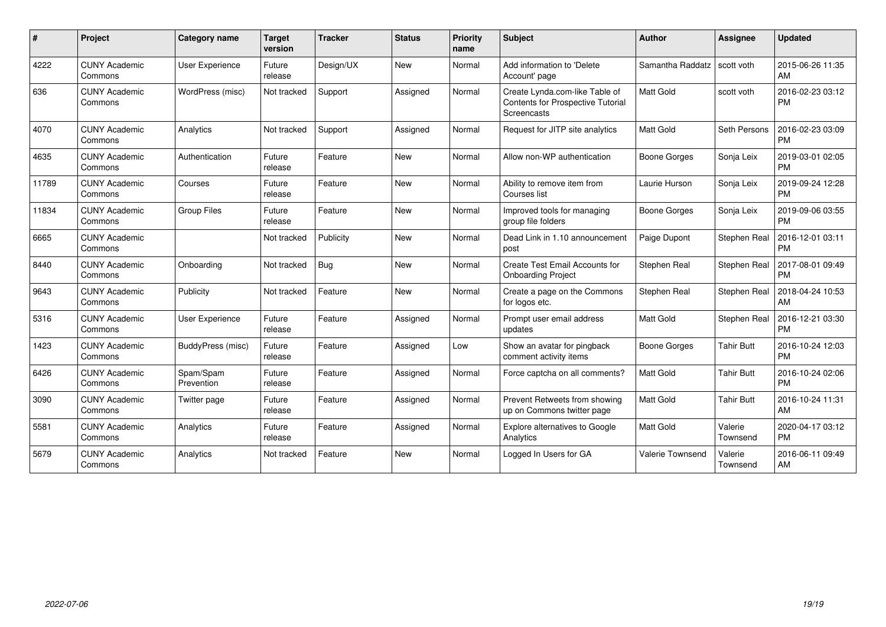| # | Project | Category name | Target version | Tracker | Status | Priority name | Subject | Author | Assignee | Updated |
|---|---|---|---|---|---|---|---|---|---|---|
| 4222 | CUNY Academic Commons | User Experience | Future release | Design/UX | New | Normal | Add information to 'Delete Account' page | Samantha Raddatz | scott voth | 2015-06-26 11:35 AM |
| 636 | CUNY Academic Commons | WordPress (misc) | Not tracked | Support | Assigned | Normal | Create Lynda.com-like Table of Contents for Prospective Tutorial Screencasts | Matt Gold | scott voth | 2016-02-23 03:12 PM |
| 4070 | CUNY Academic Commons | Analytics | Not tracked | Support | Assigned | Normal | Request for JITP site analytics | Matt Gold | Seth Persons | 2016-02-23 03:09 PM |
| 4635 | CUNY Academic Commons | Authentication | Future release | Feature | New | Normal | Allow non-WP authentication | Boone Gorges | Sonja Leix | 2019-03-01 02:05 PM |
| 11789 | CUNY Academic Commons | Courses | Future release | Feature | New | Normal | Ability to remove item from Courses list | Laurie Hurson | Sonja Leix | 2019-09-24 12:28 PM |
| 11834 | CUNY Academic Commons | Group Files | Future release | Feature | New | Normal | Improved tools for managing group file folders | Boone Gorges | Sonja Leix | 2019-09-06 03:55 PM |
| 6665 | CUNY Academic Commons | | Not tracked | Publicity | New | Normal | Dead Link in 1.10 announcement post | Paige Dupont | Stephen Real | 2016-12-01 03:11 PM |
| 8440 | CUNY Academic Commons | Onboarding | Not tracked | Bug | New | Normal | Create Test Email Accounts for Onboarding Project | Stephen Real | Stephen Real | 2017-08-01 09:49 PM |
| 9643 | CUNY Academic Commons | Publicity | Not tracked | Feature | New | Normal | Create a page on the Commons for logos etc. | Stephen Real | Stephen Real | 2018-04-24 10:53 AM |
| 5316 | CUNY Academic Commons | User Experience | Future release | Feature | Assigned | Normal | Prompt user email address updates | Matt Gold | Stephen Real | 2016-12-21 03:30 PM |
| 1423 | CUNY Academic Commons | BuddyPress (misc) | Future release | Feature | Assigned | Low | Show an avatar for pingback comment activity items | Boone Gorges | Tahir Butt | 2016-10-24 12:03 PM |
| 6426 | CUNY Academic Commons | Spam/Spam Prevention | Future release | Feature | Assigned | Normal | Force captcha on all comments? | Matt Gold | Tahir Butt | 2016-10-24 02:06 PM |
| 3090 | CUNY Academic Commons | Twitter page | Future release | Feature | Assigned | Normal | Prevent Retweets from showing up on Commons twitter page | Matt Gold | Tahir Butt | 2016-10-24 11:31 AM |
| 5581 | CUNY Academic Commons | Analytics | Future release | Feature | Assigned | Normal | Explore alternatives to Google Analytics | Matt Gold | Valerie Townsend | 2020-04-17 03:12 PM |
| 5679 | CUNY Academic Commons | Analytics | Not tracked | Feature | New | Normal | Logged In Users for GA | Valerie Townsend | Valerie Townsend | 2016-06-11 09:49 AM |